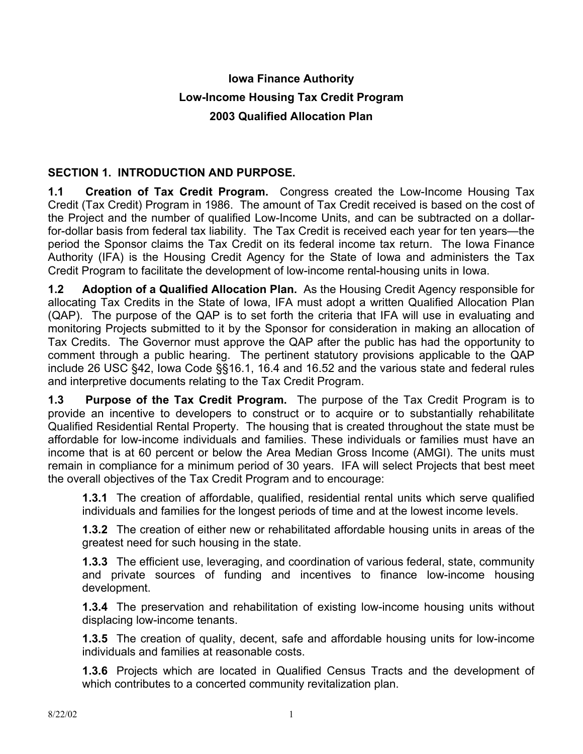# Iowa Finance Authority
# Low-Income Housing Tax Credit Program
# 2003 Qualified Allocation Plan

## SECTION 1. INTRODUCTION AND PURPOSE.

**1.1 Creation of Tax Credit Program.** Congress created the Low-Income Housing Tax Credit (Tax Credit) Program in 1986. The amount of Tax Credit received is based on the cost of the Project and the number of qualified Low-Income Units, and can be subtracted on a dollar-for-dollar basis from federal tax liability. The Tax Credit is received each year for ten years—the period the Sponsor claims the Tax Credit on its federal income tax return. The Iowa Finance Authority (IFA) is the Housing Credit Agency for the State of Iowa and administers the Tax Credit Program to facilitate the development of low-income rental-housing units in Iowa.

**1.2 Adoption of a Qualified Allocation Plan.** As the Housing Credit Agency responsible for allocating Tax Credits in the State of Iowa, IFA must adopt a written Qualified Allocation Plan (QAP). The purpose of the QAP is to set forth the criteria that IFA will use in evaluating and monitoring Projects submitted to it by the Sponsor for consideration in making an allocation of Tax Credits. The Governor must approve the QAP after the public has had the opportunity to comment through a public hearing. The pertinent statutory provisions applicable to the QAP include 26 USC §42, Iowa Code §§16.1, 16.4 and 16.52 and the various state and federal rules and interpretive documents relating to the Tax Credit Program.

**1.3 Purpose of the Tax Credit Program.** The purpose of the Tax Credit Program is to provide an incentive to developers to construct or to acquire or to substantially rehabilitate Qualified Residential Rental Property. The housing that is created throughout the state must be affordable for low-income individuals and families. These individuals or families must have an income that is at 60 percent or below the Area Median Gross Income (AMGI). The units must remain in compliance for a minimum period of 30 years. IFA will select Projects that best meet the overall objectives of the Tax Credit Program and to encourage:

> **1.3.1** The creation of affordable, qualified, residential rental units which serve qualified individuals and families for the longest periods of time and at the lowest income levels.
>
> **1.3.2** The creation of either new or rehabilitated affordable housing units in areas of the greatest need for such housing in the state.
>
> **1.3.3** The efficient use, leveraging, and coordination of various federal, state, community and private sources of funding and incentives to finance low-income housing development.
>
> **1.3.4** The preservation and rehabilitation of existing low-income housing units without displacing low-income tenants.
>
> **1.3.5** The creation of quality, decent, safe and affordable housing units for low-income individuals and families at reasonable costs.
>
> **1.3.6** Projects which are located in Qualified Census Tracts and the development of which contributes to a concerted community revitalization plan.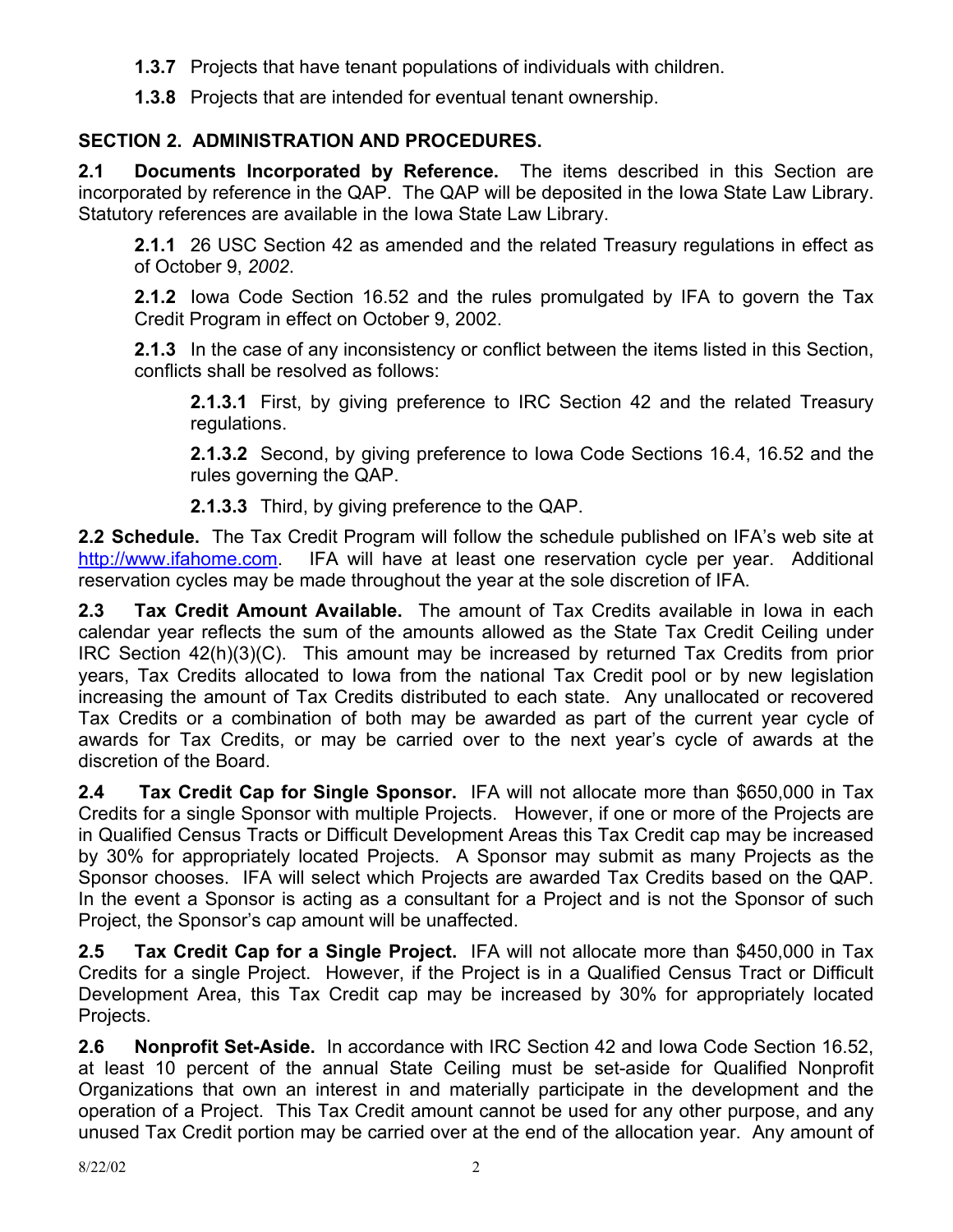**1.3.7** Projects that have tenant populations of individuals with children.

**1.3.8** Projects that are intended for eventual tenant ownership.

## SECTION 2. ADMINISTRATION AND PROCEDURES.

**2.1 Documents Incorporated by Reference.** The items described in this Section are incorporated by reference in the QAP. The QAP will be deposited in the Iowa State Law Library. Statutory references are available in the Iowa State Law Library.

**2.1.1** 26 USC Section 42 as amended and the related Treasury regulations in effect as of October 9, *2002*.

**2.1.2** Iowa Code Section 16.52 and the rules promulgated by IFA to govern the Tax Credit Program in effect on October 9, 2002.

**2.1.3** In the case of any inconsistency or conflict between the items listed in this Section, conflicts shall be resolved as follows:

**2.1.3.1** First, by giving preference to IRC Section 42 and the related Treasury regulations.

**2.1.3.2** Second, by giving preference to Iowa Code Sections 16.4, 16.52 and the rules governing the QAP.

**2.1.3.3** Third, by giving preference to the QAP.

**2.2 Schedule.** The Tax Credit Program will follow the schedule published on IFA's web site at http://www.ifahome.com. IFA will have at least one reservation cycle per year. Additional reservation cycles may be made throughout the year at the sole discretion of IFA.

**2.3 Tax Credit Amount Available.** The amount of Tax Credits available in Iowa in each calendar year reflects the sum of the amounts allowed as the State Tax Credit Ceiling under IRC Section 42(h)(3)(C). This amount may be increased by returned Tax Credits from prior years, Tax Credits allocated to Iowa from the national Tax Credit pool or by new legislation increasing the amount of Tax Credits distributed to each state. Any unallocated or recovered Tax Credits or a combination of both may be awarded as part of the current year cycle of awards for Tax Credits, or may be carried over to the next year's cycle of awards at the discretion of the Board.

**2.4 Tax Credit Cap for Single Sponsor.** IFA will not allocate more than $650,000 in Tax Credits for a single Sponsor with multiple Projects. However, if one or more of the Projects are in Qualified Census Tracts or Difficult Development Areas this Tax Credit cap may be increased by 30% for appropriately located Projects. A Sponsor may submit as many Projects as the Sponsor chooses. IFA will select which Projects are awarded Tax Credits based on the QAP. In the event a Sponsor is acting as a consultant for a Project and is not the Sponsor of such Project, the Sponsor's cap amount will be unaffected.

**2.5 Tax Credit Cap for a Single Project.** IFA will not allocate more than $450,000 in Tax Credits for a single Project. However, if the Project is in a Qualified Census Tract or Difficult Development Area, this Tax Credit cap may be increased by 30% for appropriately located Projects.

**2.6 Nonprofit Set-Aside.** In accordance with IRC Section 42 and Iowa Code Section 16.52, at least 10 percent of the annual State Ceiling must be set-aside for Qualified Nonprofit Organizations that own an interest in and materially participate in the development and the operation of a Project. This Tax Credit amount cannot be used for any other purpose, and any unused Tax Credit portion may be carried over at the end of the allocation year. Any amount of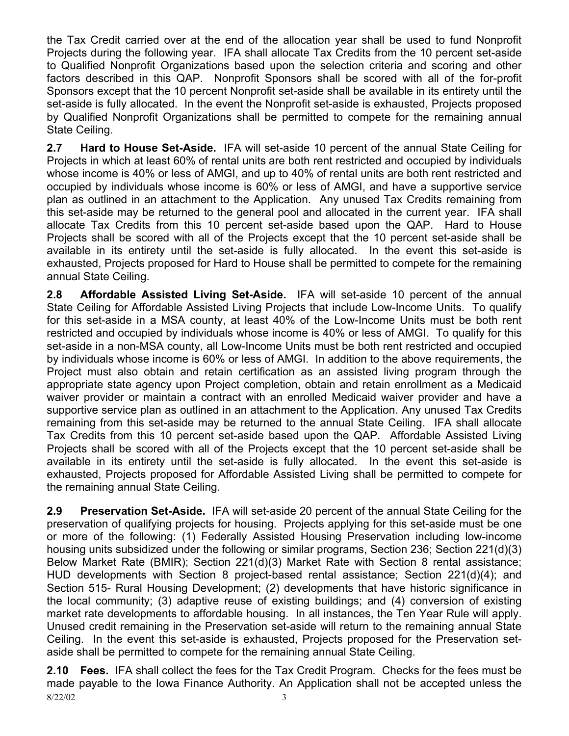the Tax Credit carried over at the end of the allocation year shall be used to fund Nonprofit Projects during the following year. IFA shall allocate Tax Credits from the 10 percent set-aside to Qualified Nonprofit Organizations based upon the selection criteria and scoring and other factors described in this QAP. Nonprofit Sponsors shall be scored with all of the for-profit Sponsors except that the 10 percent Nonprofit set-aside shall be available in its entirety until the set-aside is fully allocated. In the event the Nonprofit set-aside is exhausted, Projects proposed by Qualified Nonprofit Organizations shall be permitted to compete for the remaining annual State Ceiling.

**2.7 Hard to House Set-Aside.** IFA will set-aside 10 percent of the annual State Ceiling for Projects in which at least 60% of rental units are both rent restricted and occupied by individuals whose income is 40% or less of AMGI, and up to 40% of rental units are both rent restricted and occupied by individuals whose income is 60% or less of AMGI, and have a supportive service plan as outlined in an attachment to the Application. Any unused Tax Credits remaining from this set-aside may be returned to the general pool and allocated in the current year. IFA shall allocate Tax Credits from this 10 percent set-aside based upon the QAP. Hard to House Projects shall be scored with all of the Projects except that the 10 percent set-aside shall be available in its entirety until the set-aside is fully allocated. In the event this set-aside is exhausted, Projects proposed for Hard to House shall be permitted to compete for the remaining annual State Ceiling.

**2.8 Affordable Assisted Living Set-Aside.** IFA will set-aside 10 percent of the annual State Ceiling for Affordable Assisted Living Projects that include Low-Income Units. To qualify for this set-aside in a MSA county, at least 40% of the Low-Income Units must be both rent restricted and occupied by individuals whose income is 40% or less of AMGI. To qualify for this set-aside in a non-MSA county, all Low-Income Units must be both rent restricted and occupied by individuals whose income is 60% or less of AMGI. In addition to the above requirements, the Project must also obtain and retain certification as an assisted living program through the appropriate state agency upon Project completion, obtain and retain enrollment as a Medicaid waiver provider or maintain a contract with an enrolled Medicaid waiver provider and have a supportive service plan as outlined in an attachment to the Application. Any unused Tax Credits remaining from this set-aside may be returned to the annual State Ceiling. IFA shall allocate Tax Credits from this 10 percent set-aside based upon the QAP. Affordable Assisted Living Projects shall be scored with all of the Projects except that the 10 percent set-aside shall be available in its entirety until the set-aside is fully allocated. In the event this set-aside is exhausted, Projects proposed for Affordable Assisted Living shall be permitted to compete for the remaining annual State Ceiling.

**2.9 Preservation Set-Aside.** IFA will set-aside 20 percent of the annual State Ceiling for the preservation of qualifying projects for housing. Projects applying for this set-aside must be one or more of the following: (1) Federally Assisted Housing Preservation including low-income housing units subsidized under the following or similar programs, Section 236; Section 221(d)(3) Below Market Rate (BMIR); Section 221(d)(3) Market Rate with Section 8 rental assistance; HUD developments with Section 8 project-based rental assistance; Section 221(d)(4); and Section 515- Rural Housing Development; (2) developments that have historic significance in the local community; (3) adaptive reuse of existing buildings; and (4) conversion of existing market rate developments to affordable housing. In all instances, the Ten Year Rule will apply. Unused credit remaining in the Preservation set-aside will return to the remaining annual State Ceiling. In the event this set-aside is exhausted, Projects proposed for the Preservation set-aside shall be permitted to compete for the remaining annual State Ceiling.

**2.10 Fees.** IFA shall collect the fees for the Tax Credit Program. Checks for the fees must be made payable to the Iowa Finance Authority. An Application shall not be accepted unless the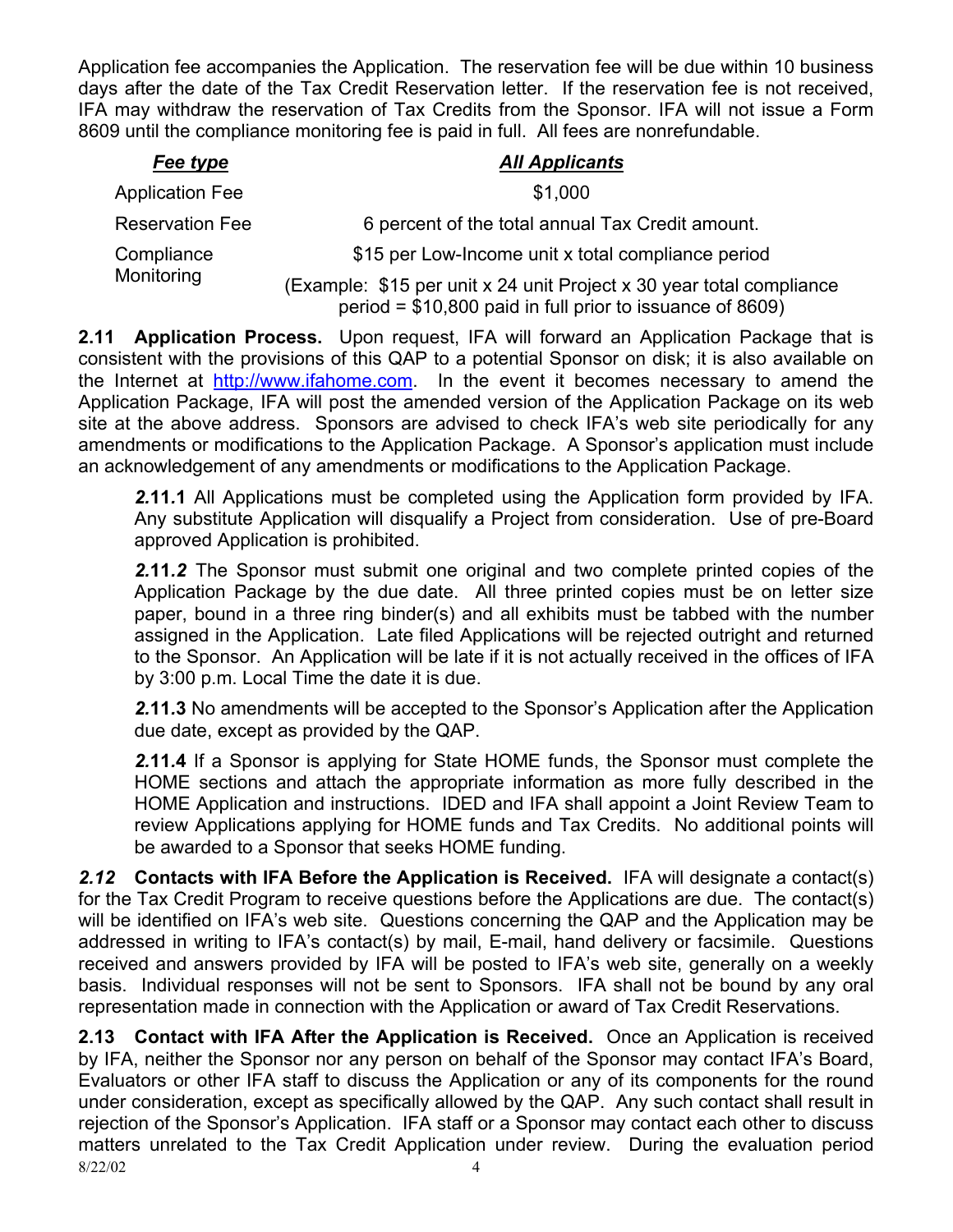Application fee accompanies the Application. The reservation fee will be due within 10 business days after the date of the Tax Credit Reservation letter. If the reservation fee is not received, IFA may withdraw the reservation of Tax Credits from the Sponsor. IFA will not issue a Form 8609 until the compliance monitoring fee is paid in full. All fees are nonrefundable.

| ***Fee type*** | ***All Applicants*** |
|---|---|
| Application Fee | $1,000 |
| Reservation Fee | 6 percent of the total annual Tax Credit amount. |
| Compliance Monitoring | $15 per Low-Income unit x total compliance period<br>(Example: $15 per unit x 24 unit Project x 30 year total compliance period = $10,800 paid in full prior to issuance of 8609) |

**2.11 Application Process.** Upon request, IFA will forward an Application Package that is consistent with the provisions of this QAP to a potential Sponsor on disk; it is also available on the Internet at http://www.ifahome.com. In the event it becomes necessary to amend the Application Package, IFA will post the amended version of the Application Package on its web site at the above address. Sponsors are advised to check IFA's web site periodically for any amendments or modifications to the Application Package. A Sponsor's application must include an acknowledgement of any amendments or modifications to the Application Package.

***2.11.1*** All Applications must be completed using the Application form provided by IFA. Any substitute Application will disqualify a Project from consideration. Use of pre-Board approved Application is prohibited.

***2.11.2*** The Sponsor must submit one original and two complete printed copies of the Application Package by the due date. All three printed copies must be on letter size paper, bound in a three ring binder(s) and all exhibits must be tabbed with the number assigned in the Application. Late filed Applications will be rejected outright and returned to the Sponsor. An Application will be late if it is not actually received in the offices of IFA by 3:00 p.m. Local Time the date it is due.

***2.11.3*** No amendments will be accepted to the Sponsor's Application after the Application due date, except as provided by the QAP.

***2.11.4*** If a Sponsor is applying for State HOME funds, the Sponsor must complete the HOME sections and attach the appropriate information as more fully described in the HOME Application and instructions. IDED and IFA shall appoint a Joint Review Team to review Applications applying for HOME funds and Tax Credits. No additional points will be awarded to a Sponsor that seeks HOME funding.

***2.12*** **Contacts with IFA Before the Application is Received.** IFA will designate a contact(s) for the Tax Credit Program to receive questions before the Applications are due. The contact(s) will be identified on IFA's web site. Questions concerning the QAP and the Application may be addressed in writing to IFA's contact(s) by mail, E-mail, hand delivery or facsimile. Questions received and answers provided by IFA will be posted to IFA's web site, generally on a weekly basis. Individual responses will not be sent to Sponsors. IFA shall not be bound by any oral representation made in connection with the Application or award of Tax Credit Reservations.

**2.13 Contact with IFA After the Application is Received.** Once an Application is received by IFA, neither the Sponsor nor any person on behalf of the Sponsor may contact IFA's Board, Evaluators or other IFA staff to discuss the Application or any of its components for the round under consideration, except as specifically allowed by the QAP. Any such contact shall result in rejection of the Sponsor's Application. IFA staff or a Sponsor may contact each other to discuss matters unrelated to the Tax Credit Application under review. During the evaluation period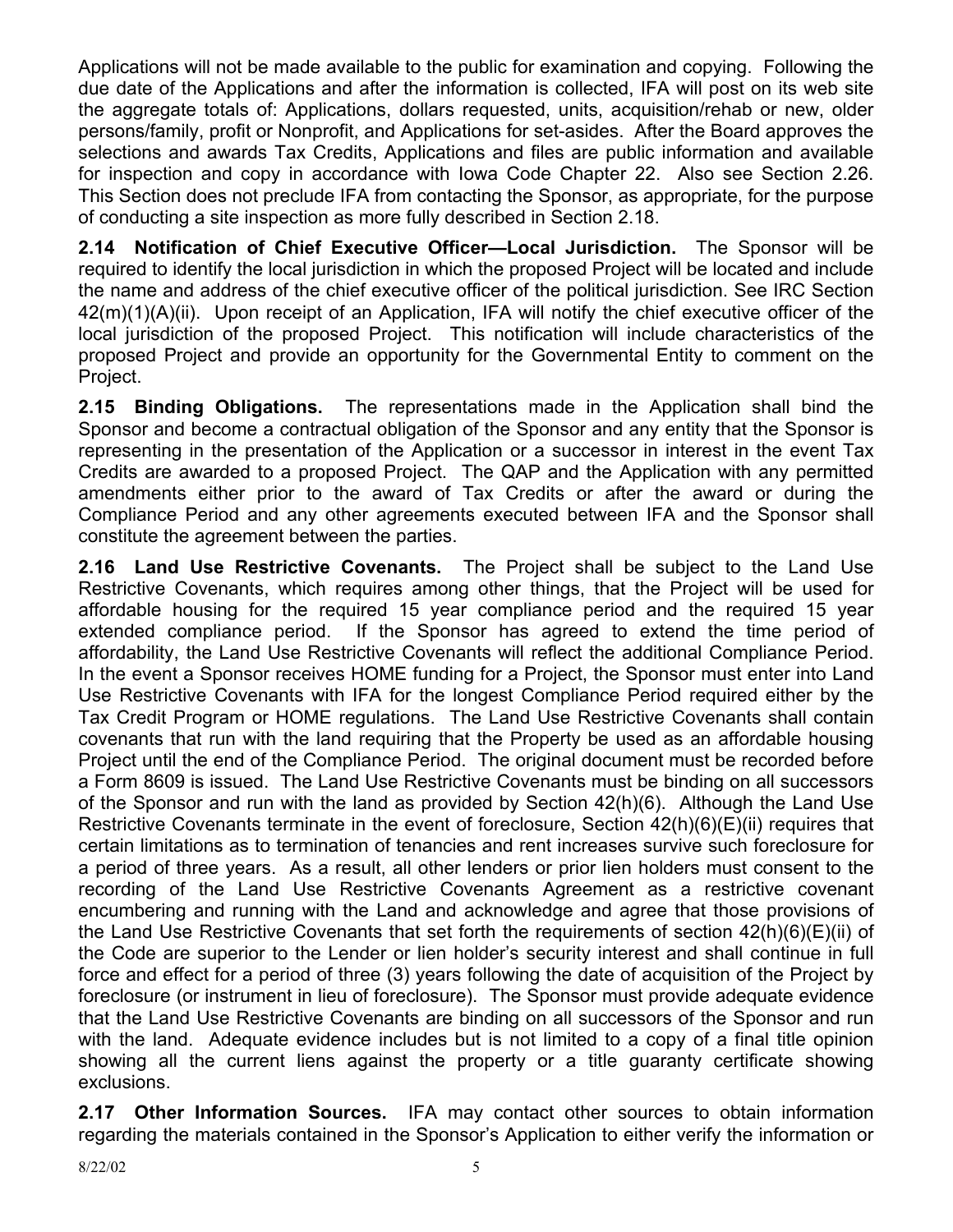Applications will not be made available to the public for examination and copying. Following the due date of the Applications and after the information is collected, IFA will post on its web site the aggregate totals of: Applications, dollars requested, units, acquisition/rehab or new, older persons/family, profit or Nonprofit, and Applications for set-asides. After the Board approves the selections and awards Tax Credits, Applications and files are public information and available for inspection and copy in accordance with Iowa Code Chapter 22. Also see Section 2.26. This Section does not preclude IFA from contacting the Sponsor, as appropriate, for the purpose of conducting a site inspection as more fully described in Section 2.18.

**2.14 Notification of Chief Executive Officer—Local Jurisdiction.** The Sponsor will be required to identify the local jurisdiction in which the proposed Project will be located and include the name and address of the chief executive officer of the political jurisdiction. See IRC Section 42(m)(1)(A)(ii). Upon receipt of an Application, IFA will notify the chief executive officer of the local jurisdiction of the proposed Project. This notification will include characteristics of the proposed Project and provide an opportunity for the Governmental Entity to comment on the Project.

**2.15 Binding Obligations.** The representations made in the Application shall bind the Sponsor and become a contractual obligation of the Sponsor and any entity that the Sponsor is representing in the presentation of the Application or a successor in interest in the event Tax Credits are awarded to a proposed Project. The QAP and the Application with any permitted amendments either prior to the award of Tax Credits or after the award or during the Compliance Period and any other agreements executed between IFA and the Sponsor shall constitute the agreement between the parties.

**2.16 Land Use Restrictive Covenants.** The Project shall be subject to the Land Use Restrictive Covenants, which requires among other things, that the Project will be used for affordable housing for the required 15 year compliance period and the required 15 year extended compliance period. If the Sponsor has agreed to extend the time period of affordability, the Land Use Restrictive Covenants will reflect the additional Compliance Period. In the event a Sponsor receives HOME funding for a Project, the Sponsor must enter into Land Use Restrictive Covenants with IFA for the longest Compliance Period required either by the Tax Credit Program or HOME regulations. The Land Use Restrictive Covenants shall contain covenants that run with the land requiring that the Property be used as an affordable housing Project until the end of the Compliance Period. The original document must be recorded before a Form 8609 is issued. The Land Use Restrictive Covenants must be binding on all successors of the Sponsor and run with the land as provided by Section 42(h)(6). Although the Land Use Restrictive Covenants terminate in the event of foreclosure, Section 42(h)(6)(E)(ii) requires that certain limitations as to termination of tenancies and rent increases survive such foreclosure for a period of three years. As a result, all other lenders or prior lien holders must consent to the recording of the Land Use Restrictive Covenants Agreement as a restrictive covenant encumbering and running with the Land and acknowledge and agree that those provisions of the Land Use Restrictive Covenants that set forth the requirements of section 42(h)(6)(E)(ii) of the Code are superior to the Lender or lien holder's security interest and shall continue in full force and effect for a period of three (3) years following the date of acquisition of the Project by foreclosure (or instrument in lieu of foreclosure). The Sponsor must provide adequate evidence that the Land Use Restrictive Covenants are binding on all successors of the Sponsor and run with the land. Adequate evidence includes but is not limited to a copy of a final title opinion showing all the current liens against the property or a title guaranty certificate showing exclusions.

**2.17 Other Information Sources.** IFA may contact other sources to obtain information regarding the materials contained in the Sponsor's Application to either verify the information or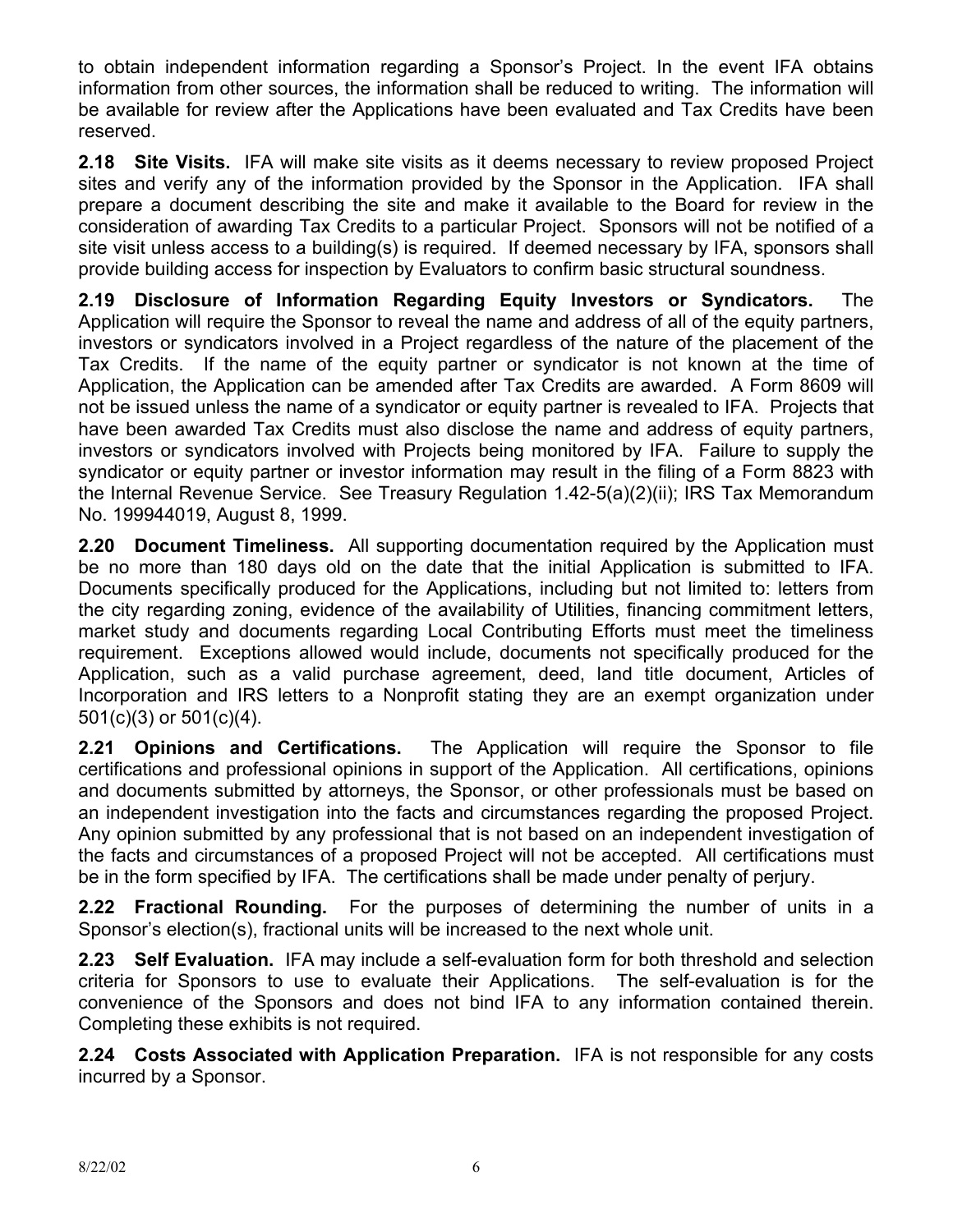to obtain independent information regarding a Sponsor's Project. In the event IFA obtains information from other sources, the information shall be reduced to writing. The information will be available for review after the Applications have been evaluated and Tax Credits have been reserved.

**2.18 Site Visits.** IFA will make site visits as it deems necessary to review proposed Project sites and verify any of the information provided by the Sponsor in the Application. IFA shall prepare a document describing the site and make it available to the Board for review in the consideration of awarding Tax Credits to a particular Project. Sponsors will not be notified of a site visit unless access to a building(s) is required. If deemed necessary by IFA, sponsors shall provide building access for inspection by Evaluators to confirm basic structural soundness.

**2.19 Disclosure of Information Regarding Equity Investors or Syndicators.** The Application will require the Sponsor to reveal the name and address of all of the equity partners, investors or syndicators involved in a Project regardless of the nature of the placement of the Tax Credits. If the name of the equity partner or syndicator is not known at the time of Application, the Application can be amended after Tax Credits are awarded. A Form 8609 will not be issued unless the name of a syndicator or equity partner is revealed to IFA. Projects that have been awarded Tax Credits must also disclose the name and address of equity partners, investors or syndicators involved with Projects being monitored by IFA. Failure to supply the syndicator or equity partner or investor information may result in the filing of a Form 8823 with the Internal Revenue Service. See Treasury Regulation 1.42-5(a)(2)(ii); IRS Tax Memorandum No. 199944019, August 8, 1999.

**2.20 Document Timeliness.** All supporting documentation required by the Application must be no more than 180 days old on the date that the initial Application is submitted to IFA. Documents specifically produced for the Applications, including but not limited to: letters from the city regarding zoning, evidence of the availability of Utilities, financing commitment letters, market study and documents regarding Local Contributing Efforts must meet the timeliness requirement. Exceptions allowed would include, documents not specifically produced for the Application, such as a valid purchase agreement, deed, land title document, Articles of Incorporation and IRS letters to a Nonprofit stating they are an exempt organization under 501(c)(3) or 501(c)(4).

**2.21 Opinions and Certifications.** The Application will require the Sponsor to file certifications and professional opinions in support of the Application. All certifications, opinions and documents submitted by attorneys, the Sponsor, or other professionals must be based on an independent investigation into the facts and circumstances regarding the proposed Project. Any opinion submitted by any professional that is not based on an independent investigation of the facts and circumstances of a proposed Project will not be accepted. All certifications must be in the form specified by IFA. The certifications shall be made under penalty of perjury.

**2.22 Fractional Rounding.** For the purposes of determining the number of units in a Sponsor's election(s), fractional units will be increased to the next whole unit.

**2.23 Self Evaluation.** IFA may include a self-evaluation form for both threshold and selection criteria for Sponsors to use to evaluate their Applications. The self-evaluation is for the convenience of the Sponsors and does not bind IFA to any information contained therein. Completing these exhibits is not required.

**2.24 Costs Associated with Application Preparation.** IFA is not responsible for any costs incurred by a Sponsor.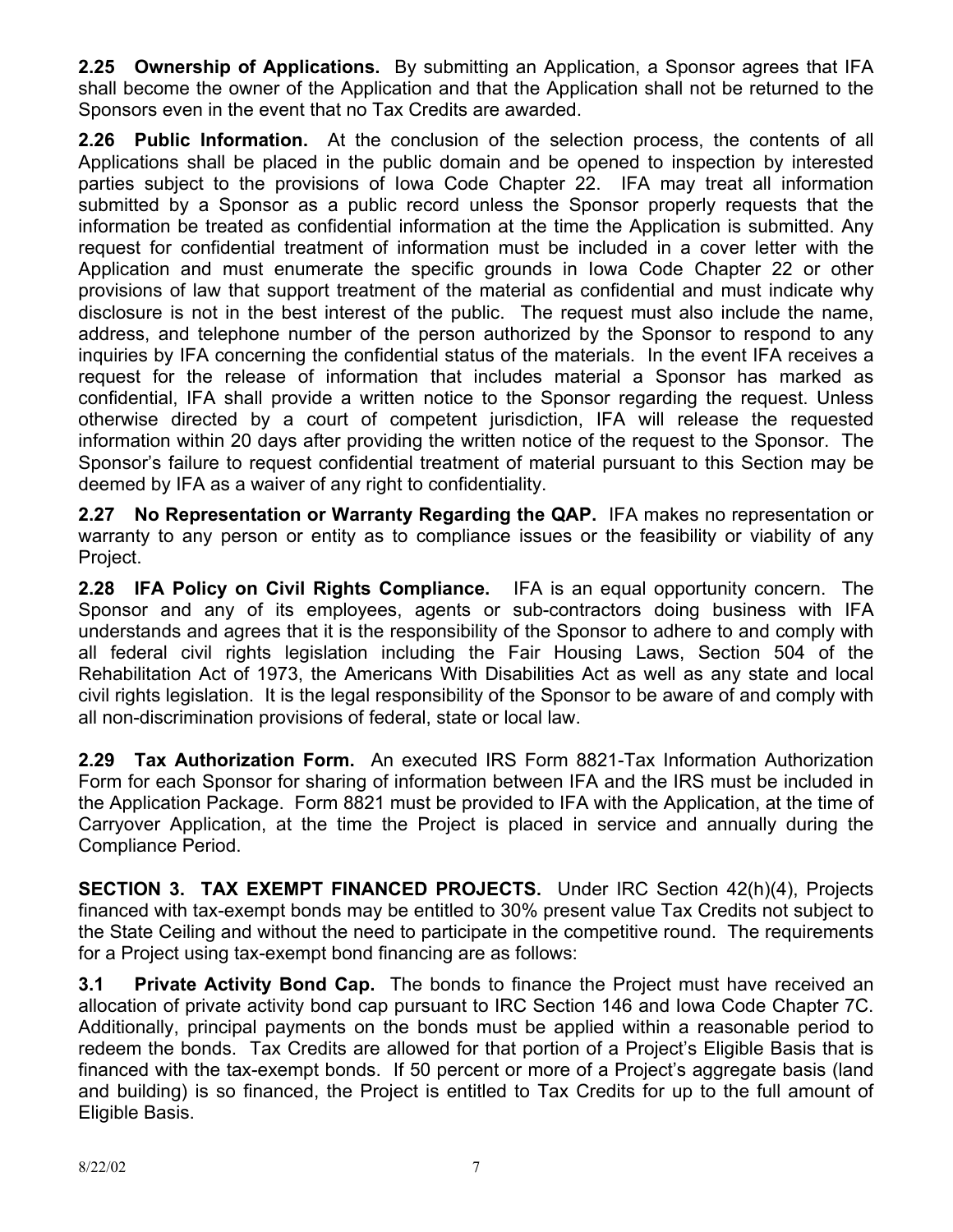**2.25 Ownership of Applications.** By submitting an Application, a Sponsor agrees that IFA shall become the owner of the Application and that the Application shall not be returned to the Sponsors even in the event that no Tax Credits are awarded.

**2.26 Public Information.** At the conclusion of the selection process, the contents of all Applications shall be placed in the public domain and be opened to inspection by interested parties subject to the provisions of Iowa Code Chapter 22. IFA may treat all information submitted by a Sponsor as a public record unless the Sponsor properly requests that the information be treated as confidential information at the time the Application is submitted. Any request for confidential treatment of information must be included in a cover letter with the Application and must enumerate the specific grounds in Iowa Code Chapter 22 or other provisions of law that support treatment of the material as confidential and must indicate why disclosure is not in the best interest of the public. The request must also include the name, address, and telephone number of the person authorized by the Sponsor to respond to any inquiries by IFA concerning the confidential status of the materials. In the event IFA receives a request for the release of information that includes material a Sponsor has marked as confidential, IFA shall provide a written notice to the Sponsor regarding the request. Unless otherwise directed by a court of competent jurisdiction, IFA will release the requested information within 20 days after providing the written notice of the request to the Sponsor. The Sponsor's failure to request confidential treatment of material pursuant to this Section may be deemed by IFA as a waiver of any right to confidentiality.

**2.27 No Representation or Warranty Regarding the QAP.** IFA makes no representation or warranty to any person or entity as to compliance issues or the feasibility or viability of any Project.

**2.28 IFA Policy on Civil Rights Compliance.** IFA is an equal opportunity concern. The Sponsor and any of its employees, agents or sub-contractors doing business with IFA understands and agrees that it is the responsibility of the Sponsor to adhere to and comply with all federal civil rights legislation including the Fair Housing Laws, Section 504 of the Rehabilitation Act of 1973, the Americans With Disabilities Act as well as any state and local civil rights legislation. It is the legal responsibility of the Sponsor to be aware of and comply with all non-discrimination provisions of federal, state or local law.

**2.29 Tax Authorization Form.** An executed IRS Form 8821-Tax Information Authorization Form for each Sponsor for sharing of information between IFA and the IRS must be included in the Application Package. Form 8821 must be provided to IFA with the Application, at the time of Carryover Application, at the time the Project is placed in service and annually during the Compliance Period.

**SECTION 3. TAX EXEMPT FINANCED PROJECTS.** Under IRC Section 42(h)(4), Projects financed with tax-exempt bonds may be entitled to 30% present value Tax Credits not subject to the State Ceiling and without the need to participate in the competitive round. The requirements for a Project using tax-exempt bond financing are as follows:

**3.1 Private Activity Bond Cap.** The bonds to finance the Project must have received an allocation of private activity bond cap pursuant to IRC Section 146 and Iowa Code Chapter 7C. Additionally, principal payments on the bonds must be applied within a reasonable period to redeem the bonds. Tax Credits are allowed for that portion of a Project's Eligible Basis that is financed with the tax-exempt bonds. If 50 percent or more of a Project's aggregate basis (land and building) is so financed, the Project is entitled to Tax Credits for up to the full amount of Eligible Basis.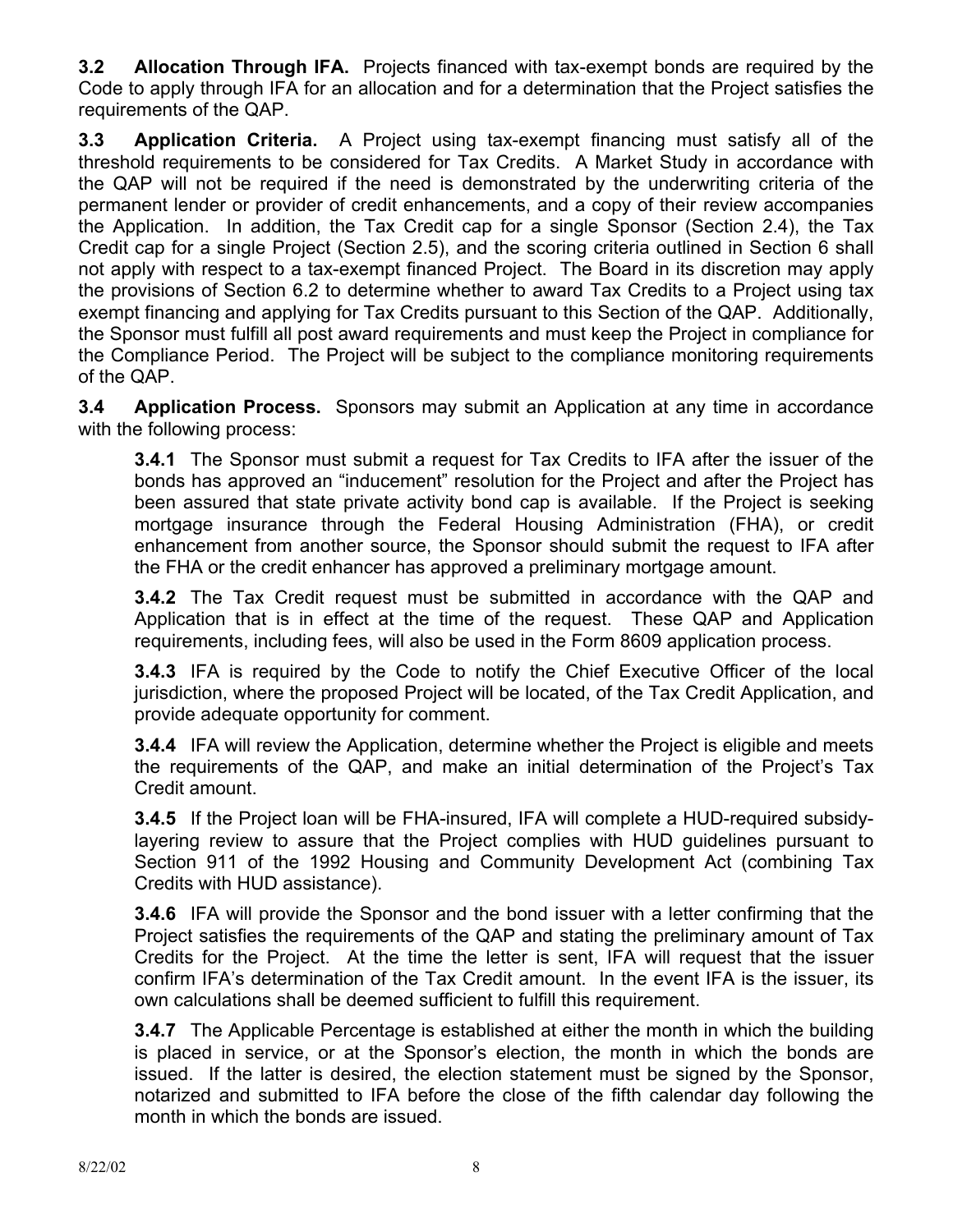**3.2 Allocation Through IFA.** Projects financed with tax-exempt bonds are required by the Code to apply through IFA for an allocation and for a determination that the Project satisfies the requirements of the QAP.

**3.3 Application Criteria.** A Project using tax-exempt financing must satisfy all of the threshold requirements to be considered for Tax Credits. A Market Study in accordance with the QAP will not be required if the need is demonstrated by the underwriting criteria of the permanent lender or provider of credit enhancements, and a copy of their review accompanies the Application. In addition, the Tax Credit cap for a single Sponsor (Section 2.4), the Tax Credit cap for a single Project (Section 2.5), and the scoring criteria outlined in Section 6 shall not apply with respect to a tax-exempt financed Project. The Board in its discretion may apply the provisions of Section 6.2 to determine whether to award Tax Credits to a Project using tax exempt financing and applying for Tax Credits pursuant to this Section of the QAP. Additionally, the Sponsor must fulfill all post award requirements and must keep the Project in compliance for the Compliance Period. The Project will be subject to the compliance monitoring requirements of the QAP.

**3.4 Application Process.** Sponsors may submit an Application at any time in accordance with the following process:

**3.4.1** The Sponsor must submit a request for Tax Credits to IFA after the issuer of the bonds has approved an "inducement" resolution for the Project and after the Project has been assured that state private activity bond cap is available. If the Project is seeking mortgage insurance through the Federal Housing Administration (FHA), or credit enhancement from another source, the Sponsor should submit the request to IFA after the FHA or the credit enhancer has approved a preliminary mortgage amount.

**3.4.2** The Tax Credit request must be submitted in accordance with the QAP and Application that is in effect at the time of the request. These QAP and Application requirements, including fees, will also be used in the Form 8609 application process.

**3.4.3** IFA is required by the Code to notify the Chief Executive Officer of the local jurisdiction, where the proposed Project will be located, of the Tax Credit Application, and provide adequate opportunity for comment.

**3.4.4** IFA will review the Application, determine whether the Project is eligible and meets the requirements of the QAP, and make an initial determination of the Project's Tax Credit amount.

**3.4.5** If the Project loan will be FHA-insured, IFA will complete a HUD-required subsidy-layering review to assure that the Project complies with HUD guidelines pursuant to Section 911 of the 1992 Housing and Community Development Act (combining Tax Credits with HUD assistance).

**3.4.6** IFA will provide the Sponsor and the bond issuer with a letter confirming that the Project satisfies the requirements of the QAP and stating the preliminary amount of Tax Credits for the Project. At the time the letter is sent, IFA will request that the issuer confirm IFA's determination of the Tax Credit amount. In the event IFA is the issuer, its own calculations shall be deemed sufficient to fulfill this requirement.

**3.4.7** The Applicable Percentage is established at either the month in which the building is placed in service, or at the Sponsor's election, the month in which the bonds are issued. If the latter is desired, the election statement must be signed by the Sponsor, notarized and submitted to IFA before the close of the fifth calendar day following the month in which the bonds are issued.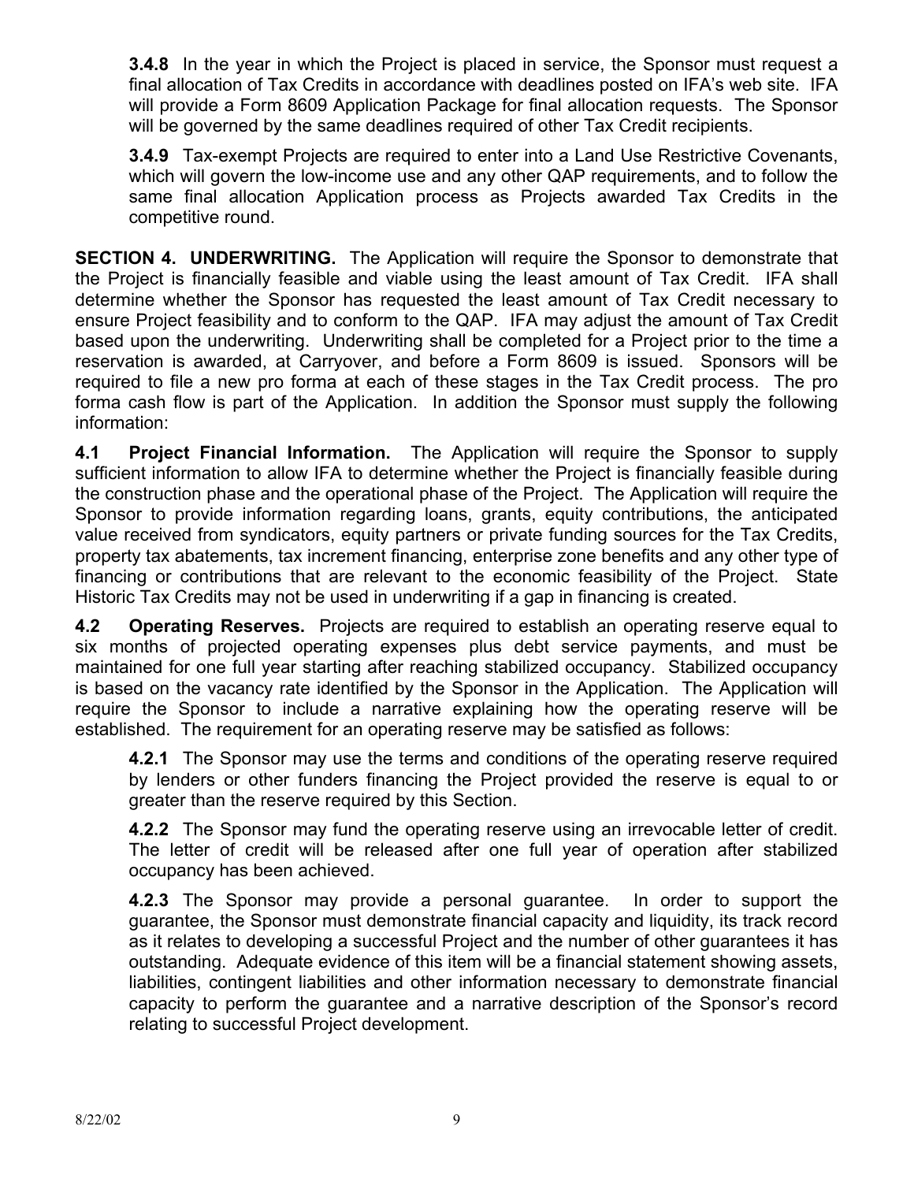**3.4.8** In the year in which the Project is placed in service, the Sponsor must request a final allocation of Tax Credits in accordance with deadlines posted on IFA's web site. IFA will provide a Form 8609 Application Package for final allocation requests. The Sponsor will be governed by the same deadlines required of other Tax Credit recipients.

**3.4.9** Tax-exempt Projects are required to enter into a Land Use Restrictive Covenants, which will govern the low-income use and any other QAP requirements, and to follow the same final allocation Application process as Projects awarded Tax Credits in the competitive round.

**SECTION 4. UNDERWRITING.** The Application will require the Sponsor to demonstrate that the Project is financially feasible and viable using the least amount of Tax Credit. IFA shall determine whether the Sponsor has requested the least amount of Tax Credit necessary to ensure Project feasibility and to conform to the QAP. IFA may adjust the amount of Tax Credit based upon the underwriting. Underwriting shall be completed for a Project prior to the time a reservation is awarded, at Carryover, and before a Form 8609 is issued. Sponsors will be required to file a new pro forma at each of these stages in the Tax Credit process. The pro forma cash flow is part of the Application. In addition the Sponsor must supply the following information:

**4.1 Project Financial Information.** The Application will require the Sponsor to supply sufficient information to allow IFA to determine whether the Project is financially feasible during the construction phase and the operational phase of the Project. The Application will require the Sponsor to provide information regarding loans, grants, equity contributions, the anticipated value received from syndicators, equity partners or private funding sources for the Tax Credits, property tax abatements, tax increment financing, enterprise zone benefits and any other type of financing or contributions that are relevant to the economic feasibility of the Project. State Historic Tax Credits may not be used in underwriting if a gap in financing is created.

**4.2 Operating Reserves.** Projects are required to establish an operating reserve equal to six months of projected operating expenses plus debt service payments, and must be maintained for one full year starting after reaching stabilized occupancy. Stabilized occupancy is based on the vacancy rate identified by the Sponsor in the Application. The Application will require the Sponsor to include a narrative explaining how the operating reserve will be established. The requirement for an operating reserve may be satisfied as follows:

**4.2.1** The Sponsor may use the terms and conditions of the operating reserve required by lenders or other funders financing the Project provided the reserve is equal to or greater than the reserve required by this Section.

**4.2.2** The Sponsor may fund the operating reserve using an irrevocable letter of credit. The letter of credit will be released after one full year of operation after stabilized occupancy has been achieved.

**4.2.3** The Sponsor may provide a personal guarantee. In order to support the guarantee, the Sponsor must demonstrate financial capacity and liquidity, its track record as it relates to developing a successful Project and the number of other guarantees it has outstanding. Adequate evidence of this item will be a financial statement showing assets, liabilities, contingent liabilities and other information necessary to demonstrate financial capacity to perform the guarantee and a narrative description of the Sponsor's record relating to successful Project development.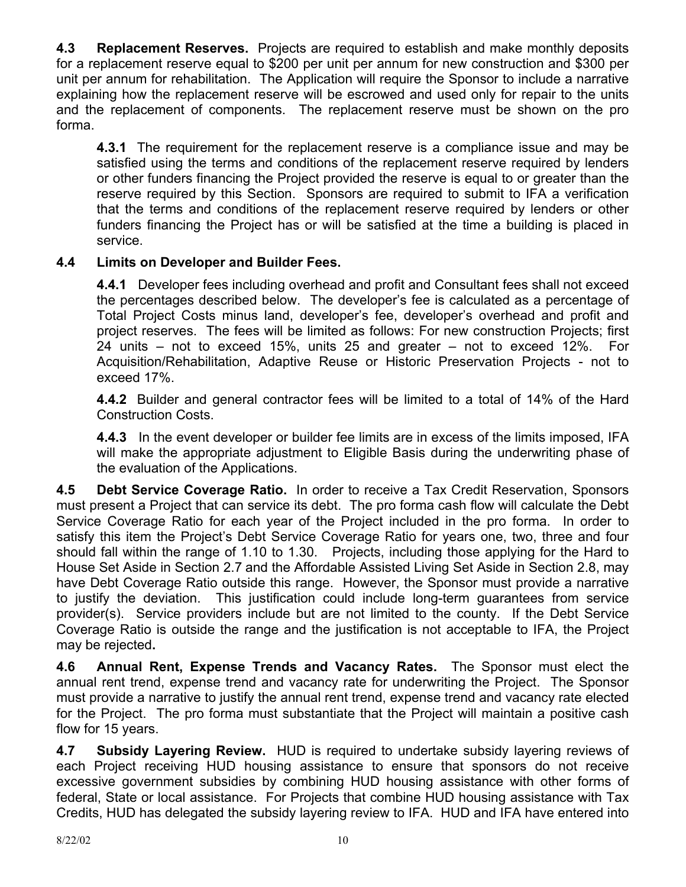**4.3 Replacement Reserves.** Projects are required to establish and make monthly deposits for a replacement reserve equal to $200 per unit per annum for new construction and $300 per unit per annum for rehabilitation. The Application will require the Sponsor to include a narrative explaining how the replacement reserve will be escrowed and used only for repair to the units and the replacement of components. The replacement reserve must be shown on the pro forma.

**4.3.1** The requirement for the replacement reserve is a compliance issue and may be satisfied using the terms and conditions of the replacement reserve required by lenders or other funders financing the Project provided the reserve is equal to or greater than the reserve required by this Section. Sponsors are required to submit to IFA a verification that the terms and conditions of the replacement reserve required by lenders or other funders financing the Project has or will be satisfied at the time a building is placed in service.

**4.4 Limits on Developer and Builder Fees.**

**4.4.1** Developer fees including overhead and profit and Consultant fees shall not exceed the percentages described below. The developer's fee is calculated as a percentage of Total Project Costs minus land, developer's fee, developer's overhead and profit and project reserves. The fees will be limited as follows: For new construction Projects; first 24 units – not to exceed 15%, units 25 and greater – not to exceed 12%. For Acquisition/Rehabilitation, Adaptive Reuse or Historic Preservation Projects - not to exceed 17%.

**4.4.2** Builder and general contractor fees will be limited to a total of 14% of the Hard Construction Costs.

**4.4.3** In the event developer or builder fee limits are in excess of the limits imposed, IFA will make the appropriate adjustment to Eligible Basis during the underwriting phase of the evaluation of the Applications.

**4.5 Debt Service Coverage Ratio.** In order to receive a Tax Credit Reservation, Sponsors must present a Project that can service its debt. The pro forma cash flow will calculate the Debt Service Coverage Ratio for each year of the Project included in the pro forma. In order to satisfy this item the Project's Debt Service Coverage Ratio for years one, two, three and four should fall within the range of 1.10 to 1.30. Projects, including those applying for the Hard to House Set Aside in Section 2.7 and the Affordable Assisted Living Set Aside in Section 2.8, may have Debt Coverage Ratio outside this range. However, the Sponsor must provide a narrative to justify the deviation. This justification could include long-term guarantees from service provider(s). Service providers include but are not limited to the county. If the Debt Service Coverage Ratio is outside the range and the justification is not acceptable to IFA, the Project may be rejected**.**

**4.6 Annual Rent, Expense Trends and Vacancy Rates.** The Sponsor must elect the annual rent trend, expense trend and vacancy rate for underwriting the Project. The Sponsor must provide a narrative to justify the annual rent trend, expense trend and vacancy rate elected for the Project. The pro forma must substantiate that the Project will maintain a positive cash flow for 15 years.

**4.7 Subsidy Layering Review.** HUD is required to undertake subsidy layering reviews of each Project receiving HUD housing assistance to ensure that sponsors do not receive excessive government subsidies by combining HUD housing assistance with other forms of federal, State or local assistance. For Projects that combine HUD housing assistance with Tax Credits, HUD has delegated the subsidy layering review to IFA. HUD and IFA have entered into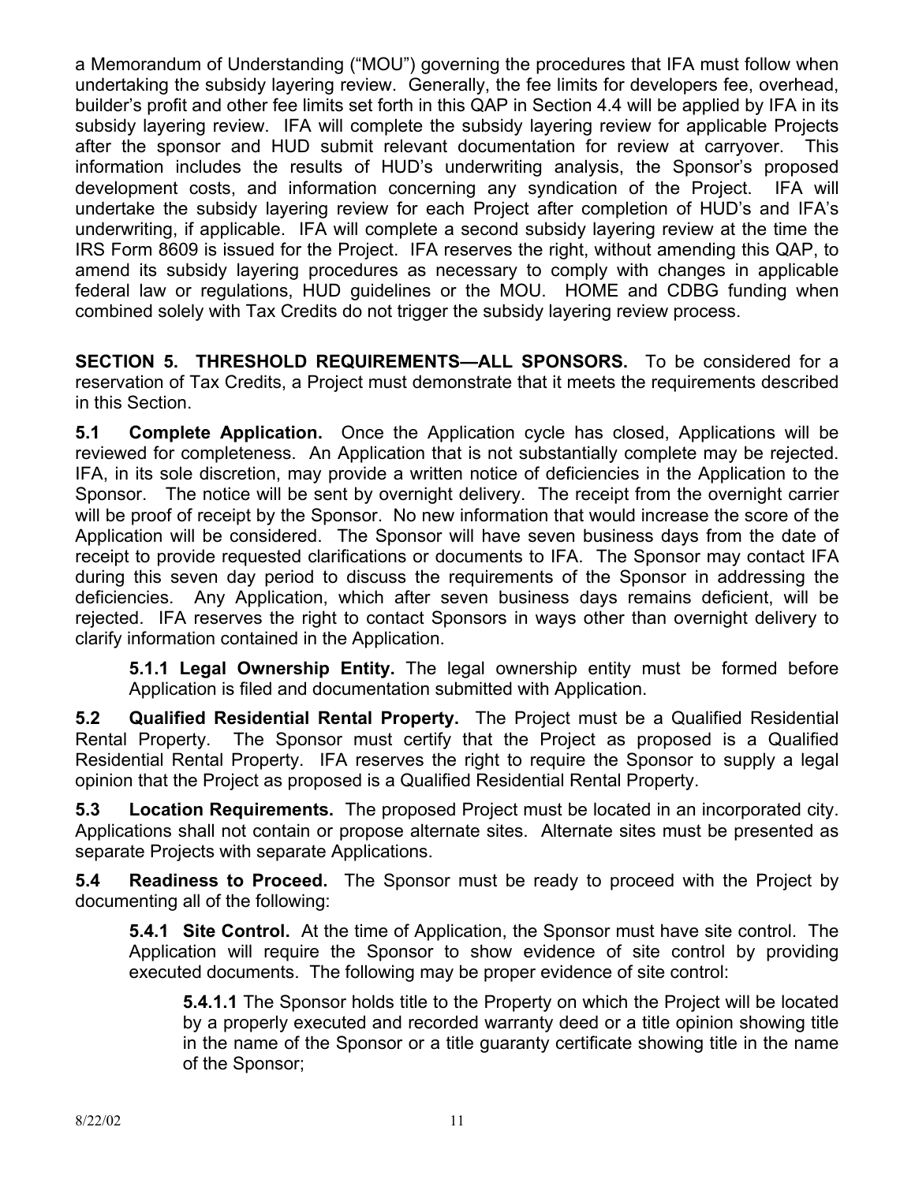a Memorandum of Understanding ("MOU") governing the procedures that IFA must follow when undertaking the subsidy layering review. Generally, the fee limits for developers fee, overhead, builder's profit and other fee limits set forth in this QAP in Section 4.4 will be applied by IFA in its subsidy layering review. IFA will complete the subsidy layering review for applicable Projects after the sponsor and HUD submit relevant documentation for review at carryover. This information includes the results of HUD's underwriting analysis, the Sponsor's proposed development costs, and information concerning any syndication of the Project. IFA will undertake the subsidy layering review for each Project after completion of HUD's and IFA's underwriting, if applicable. IFA will complete a second subsidy layering review at the time the IRS Form 8609 is issued for the Project. IFA reserves the right, without amending this QAP, to amend its subsidy layering procedures as necessary to comply with changes in applicable federal law or regulations, HUD guidelines or the MOU. HOME and CDBG funding when combined solely with Tax Credits do not trigger the subsidy layering review process.

**SECTION 5. THRESHOLD REQUIREMENTS—ALL SPONSORS.** To be considered for a reservation of Tax Credits, a Project must demonstrate that it meets the requirements described in this Section.

**5.1 Complete Application.** Once the Application cycle has closed, Applications will be reviewed for completeness. An Application that is not substantially complete may be rejected. IFA, in its sole discretion, may provide a written notice of deficiencies in the Application to the Sponsor. The notice will be sent by overnight delivery. The receipt from the overnight carrier will be proof of receipt by the Sponsor. No new information that would increase the score of the Application will be considered. The Sponsor will have seven business days from the date of receipt to provide requested clarifications or documents to IFA. The Sponsor may contact IFA during this seven day period to discuss the requirements of the Sponsor in addressing the deficiencies. Any Application, which after seven business days remains deficient, will be rejected. IFA reserves the right to contact Sponsors in ways other than overnight delivery to clarify information contained in the Application.

> **5.1.1 Legal Ownership Entity.** The legal ownership entity must be formed before Application is filed and documentation submitted with Application.

**5.2 Qualified Residential Rental Property.** The Project must be a Qualified Residential Rental Property. The Sponsor must certify that the Project as proposed is a Qualified Residential Rental Property. IFA reserves the right to require the Sponsor to supply a legal opinion that the Project as proposed is a Qualified Residential Rental Property.

**5.3 Location Requirements.** The proposed Project must be located in an incorporated city. Applications shall not contain or propose alternate sites. Alternate sites must be presented as separate Projects with separate Applications.

**5.4 Readiness to Proceed.** The Sponsor must be ready to proceed with the Project by documenting all of the following:

> **5.4.1 Site Control.** At the time of Application, the Sponsor must have site control. The Application will require the Sponsor to show evidence of site control by providing executed documents. The following may be proper evidence of site control:
>
> > **5.4.1.1** The Sponsor holds title to the Property on which the Project will be located by a properly executed and recorded warranty deed or a title opinion showing title in the name of the Sponsor or a title guaranty certificate showing title in the name of the Sponsor;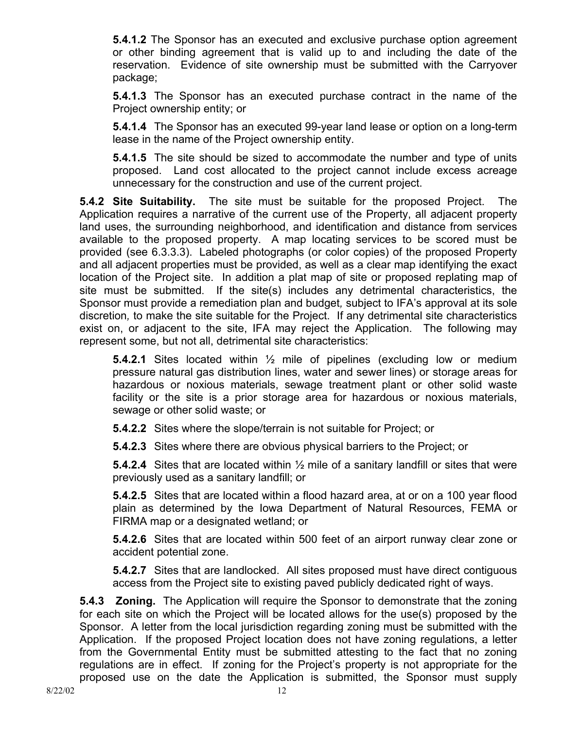**5.4.1.2** The Sponsor has an executed and exclusive purchase option agreement or other binding agreement that is valid up to and including the date of the reservation. Evidence of site ownership must be submitted with the Carryover package;

**5.4.1.3** The Sponsor has an executed purchase contract in the name of the Project ownership entity; or

**5.4.1.4** The Sponsor has an executed 99-year land lease or option on a long-term lease in the name of the Project ownership entity.

**5.4.1.5** The site should be sized to accommodate the number and type of units proposed. Land cost allocated to the project cannot include excess acreage unnecessary for the construction and use of the current project.

**5.4.2 Site Suitability.** The site must be suitable for the proposed Project. The Application requires a narrative of the current use of the Property, all adjacent property land uses, the surrounding neighborhood, and identification and distance from services available to the proposed property. A map locating services to be scored must be provided (see 6.3.3.3). Labeled photographs (or color copies) of the proposed Property and all adjacent properties must be provided, as well as a clear map identifying the exact location of the Project site. In addition a plat map of site or proposed replating map of site must be submitted. If the site(s) includes any detrimental characteristics, the Sponsor must provide a remediation plan and budget*,* subject to IFA's approval at its sole discretion*,* to make the site suitable for the Project. If any detrimental site characteristics exist on, or adjacent to the site, IFA may reject the Application. The following may represent some, but not all, detrimental site characteristics:

**5.4.2.1** Sites located within ½ mile of pipelines (excluding low or medium pressure natural gas distribution lines, water and sewer lines) or storage areas for hazardous or noxious materials, sewage treatment plant or other solid waste facility or the site is a prior storage area for hazardous or noxious materials, sewage or other solid waste; or

**5.4.2.2** Sites where the slope/terrain is not suitable for Project; or

**5.4.2.3** Sites where there are obvious physical barriers to the Project; or

**5.4.2.4** Sites that are located within ½ mile of a sanitary landfill or sites that were previously used as a sanitary landfill; or

**5.4.2.5** Sites that are located within a flood hazard area, at or on a 100 year flood plain as determined by the Iowa Department of Natural Resources, FEMA or FIRMA map or a designated wetland; or

**5.4.2.6** Sites that are located within 500 feet of an airport runway clear zone or accident potential zone.

**5.4.2.7** Sites that are landlocked. All sites proposed must have direct contiguous access from the Project site to existing paved publicly dedicated right of ways.

**5.4.3 Zoning.** The Application will require the Sponsor to demonstrate that the zoning for each site on which the Project will be located allows for the use(s) proposed by the Sponsor. A letter from the local jurisdiction regarding zoning must be submitted with the Application. If the proposed Project location does not have zoning regulations, a letter from the Governmental Entity must be submitted attesting to the fact that no zoning regulations are in effect. If zoning for the Project's property is not appropriate for the proposed use on the date the Application is submitted, the Sponsor must supply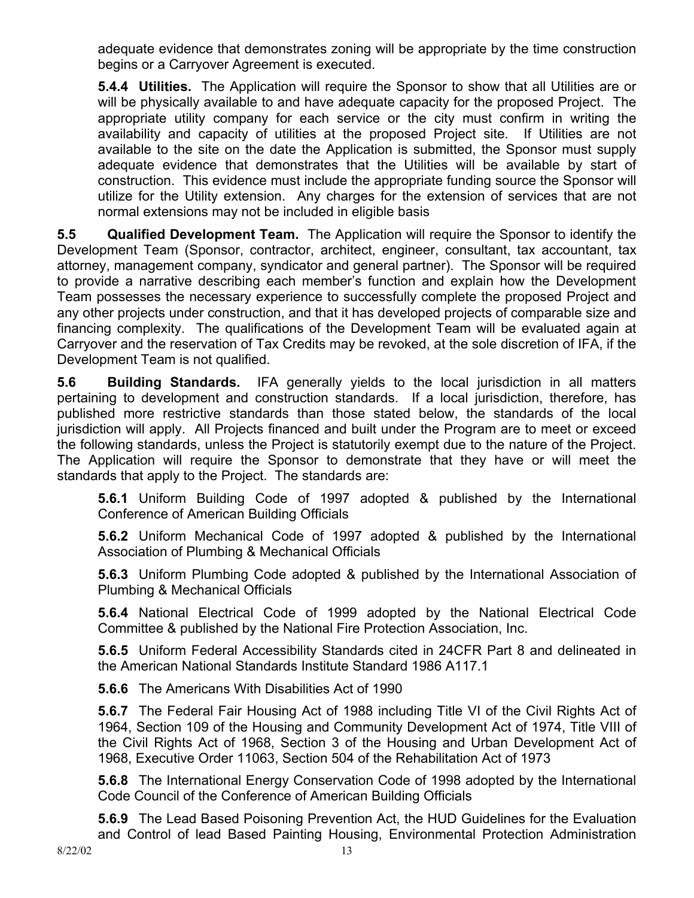adequate evidence that demonstrates zoning will be appropriate by the time construction begins or a Carryover Agreement is executed.

**5.4.4 Utilities.** The Application will require the Sponsor to show that all Utilities are or will be physically available to and have adequate capacity for the proposed Project. The appropriate utility company for each service or the city must confirm in writing the availability and capacity of utilities at the proposed Project site. If Utilities are not available to the site on the date the Application is submitted, the Sponsor must supply adequate evidence that demonstrates that the Utilities will be available by start of construction. This evidence must include the appropriate funding source the Sponsor will utilize for the Utility extension. Any charges for the extension of services that are not normal extensions may not be included in eligible basis

**5.5 Qualified Development Team.** The Application will require the Sponsor to identify the Development Team (Sponsor, contractor, architect, engineer, consultant, tax accountant, tax attorney, management company, syndicator and general partner). The Sponsor will be required to provide a narrative describing each member's function and explain how the Development Team possesses the necessary experience to successfully complete the proposed Project and any other projects under construction, and that it has developed projects of comparable size and financing complexity. The qualifications of the Development Team will be evaluated again at Carryover and the reservation of Tax Credits may be revoked, at the sole discretion of IFA, if the Development Team is not qualified.

**5.6 Building Standards.** IFA generally yields to the local jurisdiction in all matters pertaining to development and construction standards. If a local jurisdiction, therefore, has published more restrictive standards than those stated below, the standards of the local jurisdiction will apply. All Projects financed and built under the Program are to meet or exceed the following standards, unless the Project is statutorily exempt due to the nature of the Project. The Application will require the Sponsor to demonstrate that they have or will meet the standards that apply to the Project. The standards are:

**5.6.1** Uniform Building Code of 1997 adopted & published by the International Conference of American Building Officials

**5.6.2** Uniform Mechanical Code of 1997 adopted & published by the International Association of Plumbing & Mechanical Officials

**5.6.3** Uniform Plumbing Code adopted & published by the International Association of Plumbing & Mechanical Officials

**5.6.4** National Electrical Code of 1999 adopted by the National Electrical Code Committee & published by the National Fire Protection Association, Inc.

**5.6.5** Uniform Federal Accessibility Standards cited in 24CFR Part 8 and delineated in the American National Standards Institute Standard 1986 A117.1

**5.6.6** The Americans With Disabilities Act of 1990

**5.6.7** The Federal Fair Housing Act of 1988 including Title VI of the Civil Rights Act of 1964, Section 109 of the Housing and Community Development Act of 1974, Title VIII of the Civil Rights Act of 1968, Section 3 of the Housing and Urban Development Act of 1968, Executive Order 11063, Section 504 of the Rehabilitation Act of 1973

**5.6.8** The International Energy Conservation Code of 1998 adopted by the International Code Council of the Conference of American Building Officials

**5.6.9** The Lead Based Poisoning Prevention Act, the HUD Guidelines for the Evaluation and Control of lead Based Painting Housing, Environmental Protection Administration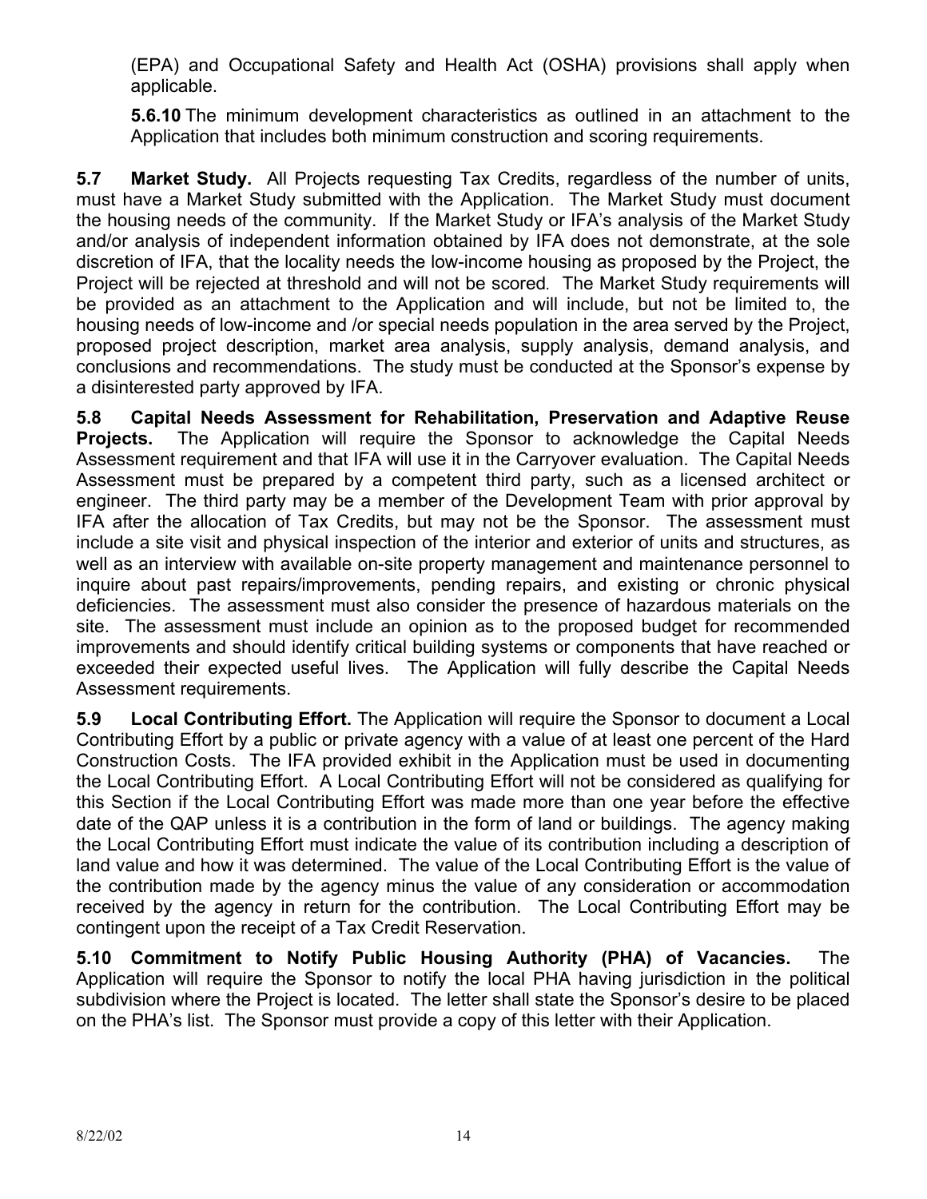(EPA) and Occupational Safety and Health Act (OSHA) provisions shall apply when applicable.

**5.6.10** The minimum development characteristics as outlined in an attachment to the Application that includes both minimum construction and scoring requirements.

**5.7 Market Study.** All Projects requesting Tax Credits, regardless of the number of units, must have a Market Study submitted with the Application. The Market Study must document the housing needs of the community. If the Market Study or IFA's analysis of the Market Study and/or analysis of independent information obtained by IFA does not demonstrate, at the sole discretion of IFA, that the locality needs the low-income housing as proposed by the Project, the Project will be rejected at threshold and will not be scored. The Market Study requirements will be provided as an attachment to the Application and will include, but not be limited to, the housing needs of low-income and /or special needs population in the area served by the Project, proposed project description, market area analysis, supply analysis, demand analysis, and conclusions and recommendations. The study must be conducted at the Sponsor's expense by a disinterested party approved by IFA.

**5.8 Capital Needs Assessment for Rehabilitation, Preservation and Adaptive Reuse Projects.** The Application will require the Sponsor to acknowledge the Capital Needs Assessment requirement and that IFA will use it in the Carryover evaluation. The Capital Needs Assessment must be prepared by a competent third party, such as a licensed architect or engineer. The third party may be a member of the Development Team with prior approval by IFA after the allocation of Tax Credits, but may not be the Sponsor. The assessment must include a site visit and physical inspection of the interior and exterior of units and structures, as well as an interview with available on-site property management and maintenance personnel to inquire about past repairs/improvements, pending repairs, and existing or chronic physical deficiencies. The assessment must also consider the presence of hazardous materials on the site. The assessment must include an opinion as to the proposed budget for recommended improvements and should identify critical building systems or components that have reached or exceeded their expected useful lives. The Application will fully describe the Capital Needs Assessment requirements.

**5.9 Local Contributing Effort.** The Application will require the Sponsor to document a Local Contributing Effort by a public or private agency with a value of at least one percent of the Hard Construction Costs. The IFA provided exhibit in the Application must be used in documenting the Local Contributing Effort. A Local Contributing Effort will not be considered as qualifying for this Section if the Local Contributing Effort was made more than one year before the effective date of the QAP unless it is a contribution in the form of land or buildings. The agency making the Local Contributing Effort must indicate the value of its contribution including a description of land value and how it was determined. The value of the Local Contributing Effort is the value of the contribution made by the agency minus the value of any consideration or accommodation received by the agency in return for the contribution. The Local Contributing Effort may be contingent upon the receipt of a Tax Credit Reservation.

**5.10 Commitment to Notify Public Housing Authority (PHA) of Vacancies.** The Application will require the Sponsor to notify the local PHA having jurisdiction in the political subdivision where the Project is located. The letter shall state the Sponsor's desire to be placed on the PHA's list. The Sponsor must provide a copy of this letter with their Application.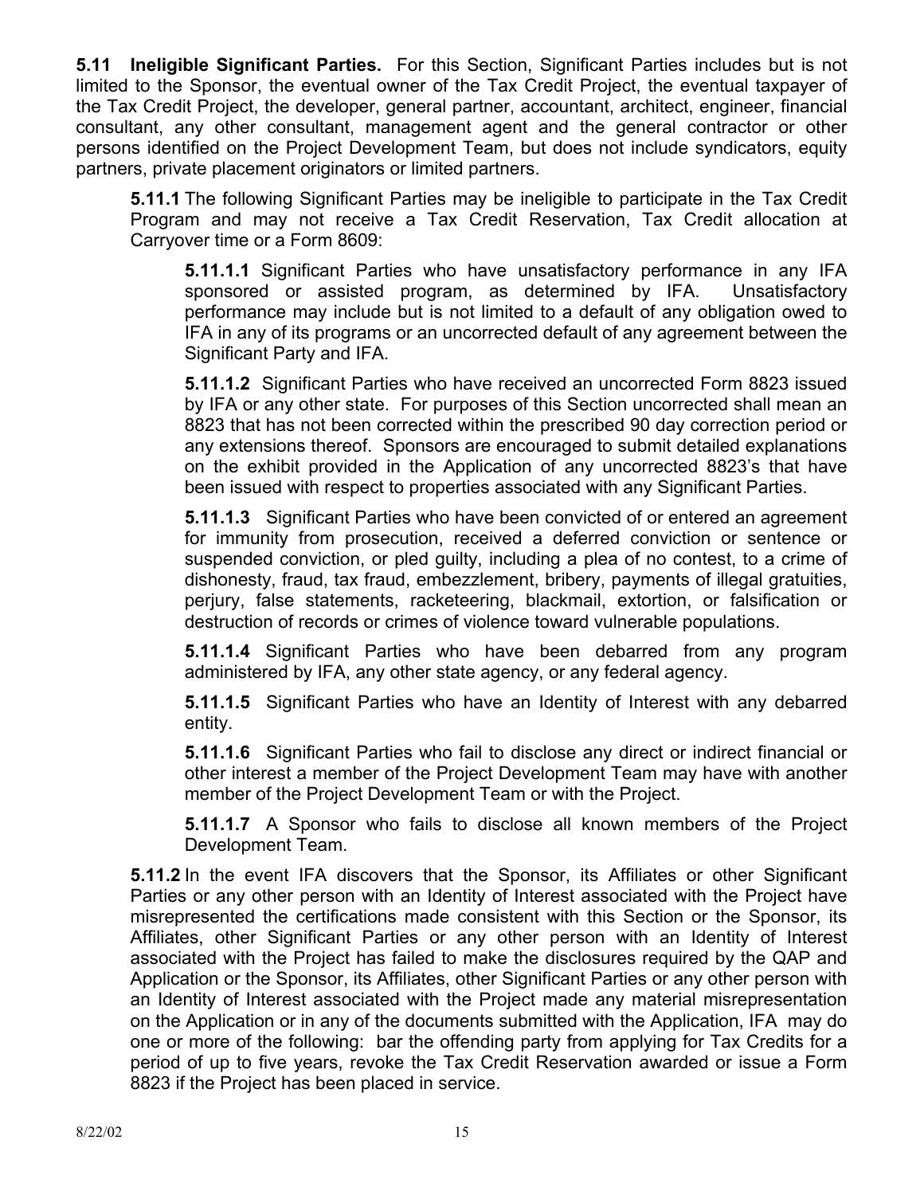**5.11 Ineligible Significant Parties.** For this Section, Significant Parties includes but is not limited to the Sponsor, the eventual owner of the Tax Credit Project, the eventual taxpayer of the Tax Credit Project, the developer, general partner, accountant, architect, engineer, financial consultant, any other consultant, management agent and the general contractor or other persons identified on the Project Development Team, but does not include syndicators, equity partners, private placement originators or limited partners.

**5.11.1** The following Significant Parties may be ineligible to participate in the Tax Credit Program and may not receive a Tax Credit Reservation, Tax Credit allocation at Carryover time or a Form 8609:

**5.11.1.1** Significant Parties who have unsatisfactory performance in any IFA sponsored or assisted program, as determined by IFA. Unsatisfactory performance may include but is not limited to a default of any obligation owed to IFA in any of its programs or an uncorrected default of any agreement between the Significant Party and IFA.

**5.11.1.2** Significant Parties who have received an uncorrected Form 8823 issued by IFA or any other state. For purposes of this Section uncorrected shall mean an 8823 that has not been corrected within the prescribed 90 day correction period or any extensions thereof. Sponsors are encouraged to submit detailed explanations on the exhibit provided in the Application of any uncorrected 8823's that have been issued with respect to properties associated with any Significant Parties.

**5.11.1.3** Significant Parties who have been convicted of or entered an agreement for immunity from prosecution, received a deferred conviction or sentence or suspended conviction, or pled guilty, including a plea of no contest, to a crime of dishonesty, fraud, tax fraud, embezzlement, bribery, payments of illegal gratuities, perjury, false statements, racketeering, blackmail, extortion, or falsification or destruction of records or crimes of violence toward vulnerable populations.

**5.11.1.4** Significant Parties who have been debarred from any program administered by IFA, any other state agency, or any federal agency.

**5.11.1.5** Significant Parties who have an Identity of Interest with any debarred entity.

**5.11.1.6** Significant Parties who fail to disclose any direct or indirect financial or other interest a member of the Project Development Team may have with another member of the Project Development Team or with the Project.

**5.11.1.7** A Sponsor who fails to disclose all known members of the Project Development Team.

**5.11.2** In the event IFA discovers that the Sponsor, its Affiliates or other Significant Parties or any other person with an Identity of Interest associated with the Project have misrepresented the certifications made consistent with this Section or the Sponsor, its Affiliates, other Significant Parties or any other person with an Identity of Interest associated with the Project has failed to make the disclosures required by the QAP and Application or the Sponsor, its Affiliates, other Significant Parties or any other person with an Identity of Interest associated with the Project made any material misrepresentation on the Application or in any of the documents submitted with the Application, IFA may do one or more of the following: bar the offending party from applying for Tax Credits for a period of up to five years, revoke the Tax Credit Reservation awarded or issue a Form 8823 if the Project has been placed in service.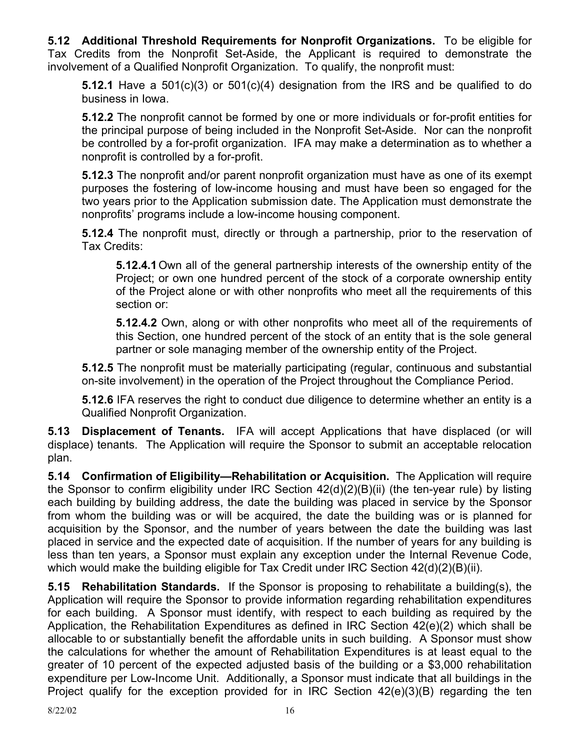**5.12 Additional Threshold Requirements for Nonprofit Organizations.** To be eligible for Tax Credits from the Nonprofit Set-Aside, the Applicant is required to demonstrate the involvement of a Qualified Nonprofit Organization. To qualify, the nonprofit must:

> **5.12.1** Have a 501(c)(3) or 501(c)(4) designation from the IRS and be qualified to do business in Iowa.
>
> **5.12.2** The nonprofit cannot be formed by one or more individuals or for-profit entities for the principal purpose of being included in the Nonprofit Set-Aside. Nor can the nonprofit be controlled by a for-profit organization. IFA may make a determination as to whether a nonprofit is controlled by a for-profit.
>
> **5.12.3** The nonprofit and/or parent nonprofit organization must have as one of its exempt purposes the fostering of low-income housing and must have been so engaged for the two years prior to the Application submission date. The Application must demonstrate the nonprofits' programs include a low-income housing component.
>
> **5.12.4** The nonprofit must, directly or through a partnership, prior to the reservation of Tax Credits:
>
> > **5.12.4.1** Own all of the general partnership interests of the ownership entity of the Project; or own one hundred percent of the stock of a corporate ownership entity of the Project alone or with other nonprofits who meet all the requirements of this section or:
> >
> > **5.12.4.2** Own, along or with other nonprofits who meet all of the requirements of this Section, one hundred percent of the stock of an entity that is the sole general partner or sole managing member of the ownership entity of the Project.
>
> **5.12.5** The nonprofit must be materially participating (regular, continuous and substantial on-site involvement) in the operation of the Project throughout the Compliance Period.
>
> **5.12.6** IFA reserves the right to conduct due diligence to determine whether an entity is a Qualified Nonprofit Organization.

**5.13 Displacement of Tenants.** IFA will accept Applications that have displaced (or will displace) tenants. The Application will require the Sponsor to submit an acceptable relocation plan.

**5.14 Confirmation of Eligibility—Rehabilitation or Acquisition.** The Application will require the Sponsor to confirm eligibility under IRC Section 42(d)(2)(B)(ii) (the ten-year rule) by listing each building by building address, the date the building was placed in service by the Sponsor from whom the building was or will be acquired, the date the building was or is planned for acquisition by the Sponsor, and the number of years between the date the building was last placed in service and the expected date of acquisition. If the number of years for any building is less than ten years, a Sponsor must explain any exception under the Internal Revenue Code, which would make the building eligible for Tax Credit under IRC Section 42(d)(2)(B)(ii).

**5.15 Rehabilitation Standards.** If the Sponsor is proposing to rehabilitate a building(s), the Application will require the Sponsor to provide information regarding rehabilitation expenditures for each building. A Sponsor must identify, with respect to each building as required by the Application, the Rehabilitation Expenditures as defined in IRC Section 42(e)(2) which shall be allocable to or substantially benefit the affordable units in such building. A Sponsor must show the calculations for whether the amount of Rehabilitation Expenditures is at least equal to the greater of 10 percent of the expected adjusted basis of the building or a $3,000 rehabilitation expenditure per Low-Income Unit. Additionally, a Sponsor must indicate that all buildings in the Project qualify for the exception provided for in IRC Section 42(e)(3)(B) regarding the ten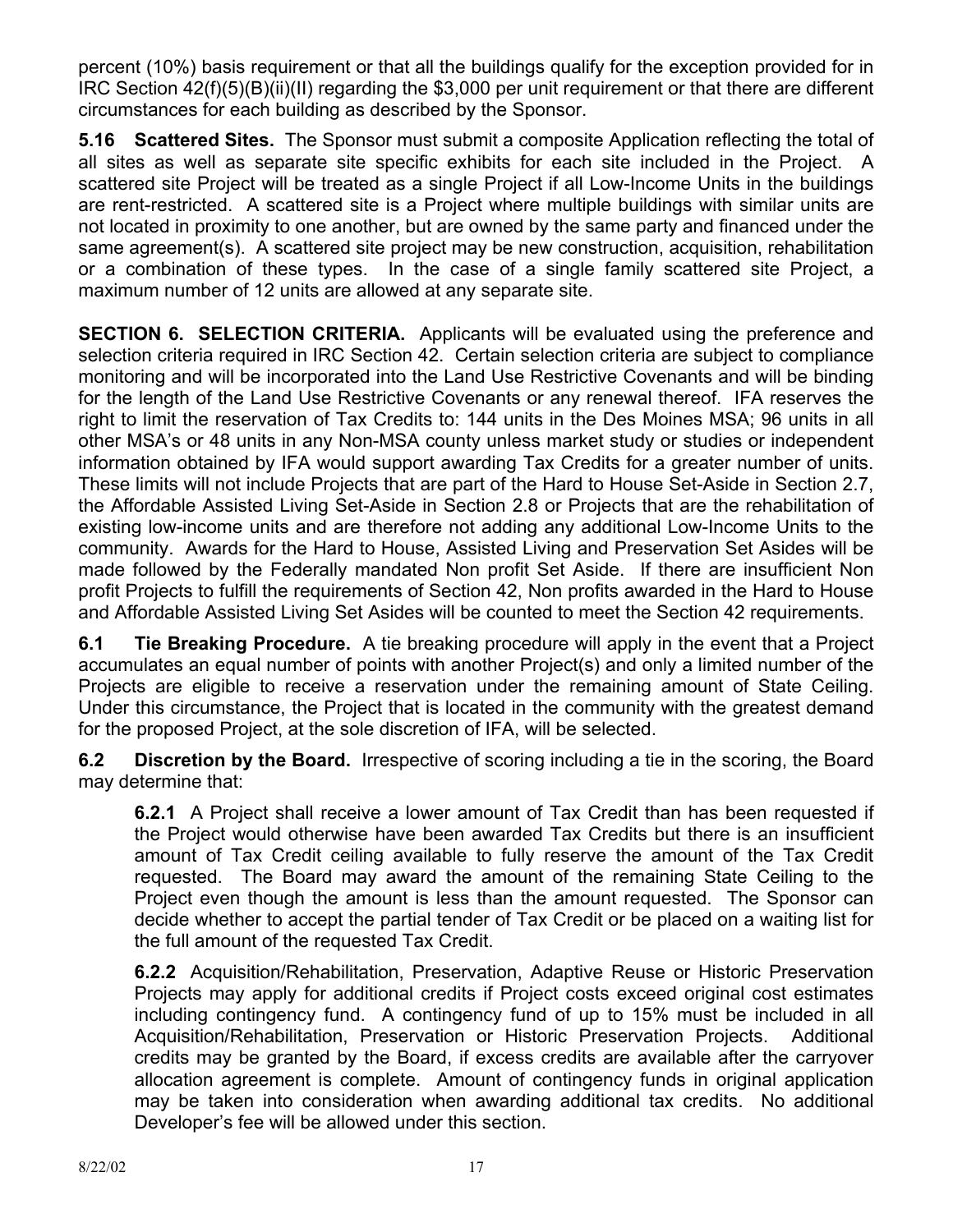percent (10%) basis requirement or that all the buildings qualify for the exception provided for in IRC Section 42(f)(5)(B)(ii)(II) regarding the $3,000 per unit requirement or that there are different circumstances for each building as described by the Sponsor.

**5.16 Scattered Sites.** The Sponsor must submit a composite Application reflecting the total of all sites as well as separate site specific exhibits for each site included in the Project. A scattered site Project will be treated as a single Project if all Low-Income Units in the buildings are rent-restricted. A scattered site is a Project where multiple buildings with similar units are not located in proximity to one another, but are owned by the same party and financed under the same agreement(s). A scattered site project may be new construction, acquisition, rehabilitation or a combination of these types. In the case of a single family scattered site Project, a maximum number of 12 units are allowed at any separate site.

**SECTION 6. SELECTION CRITERIA.** Applicants will be evaluated using the preference and selection criteria required in IRC Section 42. Certain selection criteria are subject to compliance monitoring and will be incorporated into the Land Use Restrictive Covenants and will be binding for the length of the Land Use Restrictive Covenants or any renewal thereof. IFA reserves the right to limit the reservation of Tax Credits to: 144 units in the Des Moines MSA; 96 units in all other MSA's or 48 units in any Non-MSA county unless market study or studies or independent information obtained by IFA would support awarding Tax Credits for a greater number of units. These limits will not include Projects that are part of the Hard to House Set-Aside in Section 2.7, the Affordable Assisted Living Set-Aside in Section 2.8 or Projects that are the rehabilitation of existing low-income units and are therefore not adding any additional Low-Income Units to the community. Awards for the Hard to House, Assisted Living and Preservation Set Asides will be made followed by the Federally mandated Non profit Set Aside. If there are insufficient Non profit Projects to fulfill the requirements of Section 42, Non profits awarded in the Hard to House and Affordable Assisted Living Set Asides will be counted to meet the Section 42 requirements.

**6.1 Tie Breaking Procedure.** A tie breaking procedure will apply in the event that a Project accumulates an equal number of points with another Project(s) and only a limited number of the Projects are eligible to receive a reservation under the remaining amount of State Ceiling. Under this circumstance, the Project that is located in the community with the greatest demand for the proposed Project, at the sole discretion of IFA, will be selected.

**6.2 Discretion by the Board.** Irrespective of scoring including a tie in the scoring, the Board may determine that:

**6.2.1** A Project shall receive a lower amount of Tax Credit than has been requested if the Project would otherwise have been awarded Tax Credits but there is an insufficient amount of Tax Credit ceiling available to fully reserve the amount of the Tax Credit requested. The Board may award the amount of the remaining State Ceiling to the Project even though the amount is less than the amount requested. The Sponsor can decide whether to accept the partial tender of Tax Credit or be placed on a waiting list for the full amount of the requested Tax Credit.

**6.2.2** Acquisition/Rehabilitation, Preservation, Adaptive Reuse or Historic Preservation Projects may apply for additional credits if Project costs exceed original cost estimates including contingency fund. A contingency fund of up to 15% must be included in all Acquisition/Rehabilitation, Preservation or Historic Preservation Projects. Additional credits may be granted by the Board, if excess credits are available after the carryover allocation agreement is complete. Amount of contingency funds in original application may be taken into consideration when awarding additional tax credits. No additional Developer's fee will be allowed under this section.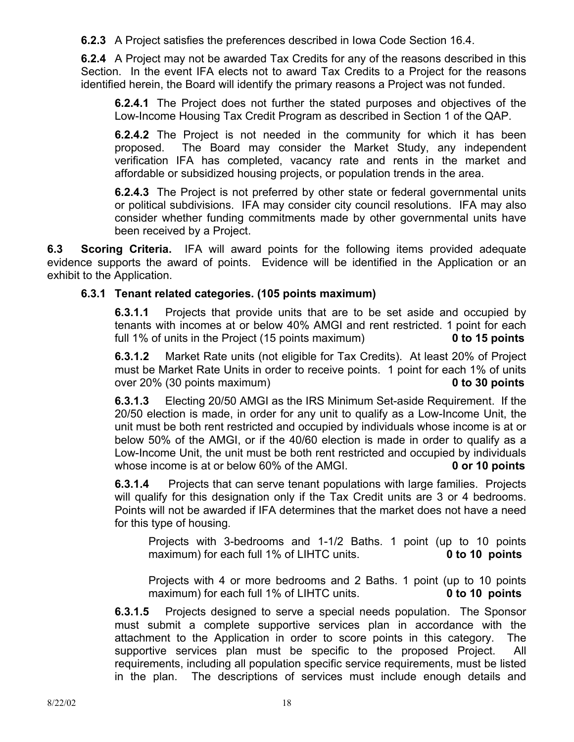**6.2.3** A Project satisfies the preferences described in Iowa Code Section 16.4.

**6.2.4** A Project may not be awarded Tax Credits for any of the reasons described in this Section. In the event IFA elects not to award Tax Credits to a Project for the reasons identified herein, the Board will identify the primary reasons a Project was not funded.

**6.2.4.1** The Project does not further the stated purposes and objectives of the Low-Income Housing Tax Credit Program as described in Section 1 of the QAP.

**6.2.4.2** The Project is not needed in the community for which it has been proposed. The Board may consider the Market Study, any independent verification IFA has completed, vacancy rate and rents in the market and affordable or subsidized housing projects, or population trends in the area.

**6.2.4.3** The Project is not preferred by other state or federal governmental units or political subdivisions. IFA may consider city council resolutions. IFA may also consider whether funding commitments made by other governmental units have been received by a Project.

**6.3 Scoring Criteria.** IFA will award points for the following items provided adequate evidence supports the award of points. Evidence will be identified in the Application or an exhibit to the Application.

**6.3.1 Tenant related categories. (105 points maximum)**

**6.3.1.1** Projects that provide units that are to be set aside and occupied by tenants with incomes at or below 40% AMGI and rent restricted. 1 point for each full 1% of units in the Project (15 points maximum) **0 to 15 points**

**6.3.1.2** Market Rate units (not eligible for Tax Credits). At least 20% of Project must be Market Rate Units in order to receive points. 1 point for each 1% of units over 20% (30 points maximum) **0 to 30 points**

**6.3.1.3** Electing 20/50 AMGI as the IRS Minimum Set-aside Requirement. If the 20/50 election is made, in order for any unit to qualify as a Low-Income Unit, the unit must be both rent restricted and occupied by individuals whose income is at or below 50% of the AMGI, or if the 40/60 election is made in order to qualify as a Low-Income Unit, the unit must be both rent restricted and occupied by individuals whose income is at or below 60% of the AMGI. **0 or 10 points**

**6.3.1.4** Projects that can serve tenant populations with large families. Projects will qualify for this designation only if the Tax Credit units are 3 or 4 bedrooms. Points will not be awarded if IFA determines that the market does not have a need for this type of housing.

Projects with 3-bedrooms and 1-1/2 Baths. 1 point (up to 10 points maximum) for each full 1% of LIHTC units. **0 to 10 points**

Projects with 4 or more bedrooms and 2 Baths. 1 point (up to 10 points maximum) for each full 1% of LIHTC units. **0 to 10 points**

**6.3.1.5** Projects designed to serve a special needs population. The Sponsor must submit a complete supportive services plan in accordance with the attachment to the Application in order to score points in this category. The supportive services plan must be specific to the proposed Project. All requirements, including all population specific service requirements, must be listed in the plan. The descriptions of services must include enough details and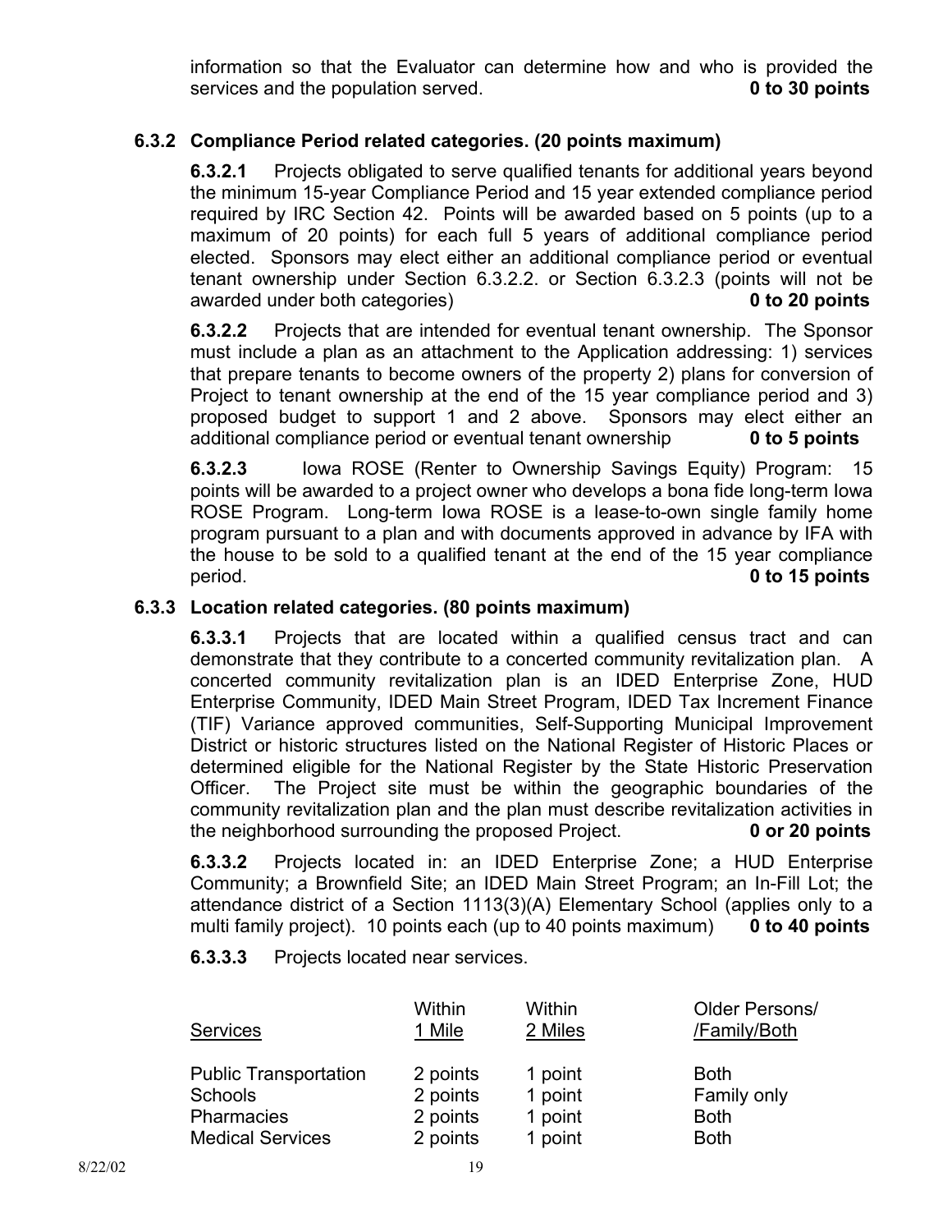information so that the Evaluator can determine how and who is provided the services and the population served. **0 to 30 points**

### 6.3.2 Compliance Period related categories. (20 points maximum)

**6.3.2.1** Projects obligated to serve qualified tenants for additional years beyond the minimum 15-year Compliance Period and 15 year extended compliance period required by IRC Section 42. Points will be awarded based on 5 points (up to a maximum of 20 points) for each full 5 years of additional compliance period elected. Sponsors may elect either an additional compliance period or eventual tenant ownership under Section 6.3.2.2. or Section 6.3.2.3 (points will not be awarded under both categories) **0 to 20 points**

**6.3.2.2** Projects that are intended for eventual tenant ownership. The Sponsor must include a plan as an attachment to the Application addressing: 1) services that prepare tenants to become owners of the property 2) plans for conversion of Project to tenant ownership at the end of the 15 year compliance period and 3) proposed budget to support 1 and 2 above. Sponsors may elect either an additional compliance period or eventual tenant ownership **0 to 5 points**

**6.3.2.3** Iowa ROSE (Renter to Ownership Savings Equity) Program: 15 points will be awarded to a project owner who develops a bona fide long-term Iowa ROSE Program. Long-term Iowa ROSE is a lease-to-own single family home program pursuant to a plan and with documents approved in advance by IFA with the house to be sold to a qualified tenant at the end of the 15 year compliance period. **0 to 15 points**

### 6.3.3 Location related categories. (80 points maximum)

**6.3.3.1** Projects that are located within a qualified census tract and can demonstrate that they contribute to a concerted community revitalization plan. A concerted community revitalization plan is an IDED Enterprise Zone, HUD Enterprise Community, IDED Main Street Program, IDED Tax Increment Finance (TIF) Variance approved communities, Self-Supporting Municipal Improvement District or historic structures listed on the National Register of Historic Places or determined eligible for the National Register by the State Historic Preservation Officer. The Project site must be within the geographic boundaries of the community revitalization plan and the plan must describe revitalization activities in the neighborhood surrounding the proposed Project. **0 or 20 points**

**6.3.3.2** Projects located in: an IDED Enterprise Zone; a HUD Enterprise Community; a Brownfield Site; an IDED Main Street Program; an In-Fill Lot; the attendance district of a Section 1113(3)(A) Elementary School (applies only to a multi family project). 10 points each (up to 40 points maximum) **0 to 40 points**

**6.3.3.3** Projects located near services.

| Services | Within 1 Mile | Within 2 Miles | Older Persons/ /Family/Both |
|---|---|---|---|
| Public Transportation | 2 points | 1 point | Both |
| Schools | 2 points | 1 point | Family only |
| Pharmacies | 2 points | 1 point | Both |
| Medical Services | 2 points | 1 point | Both |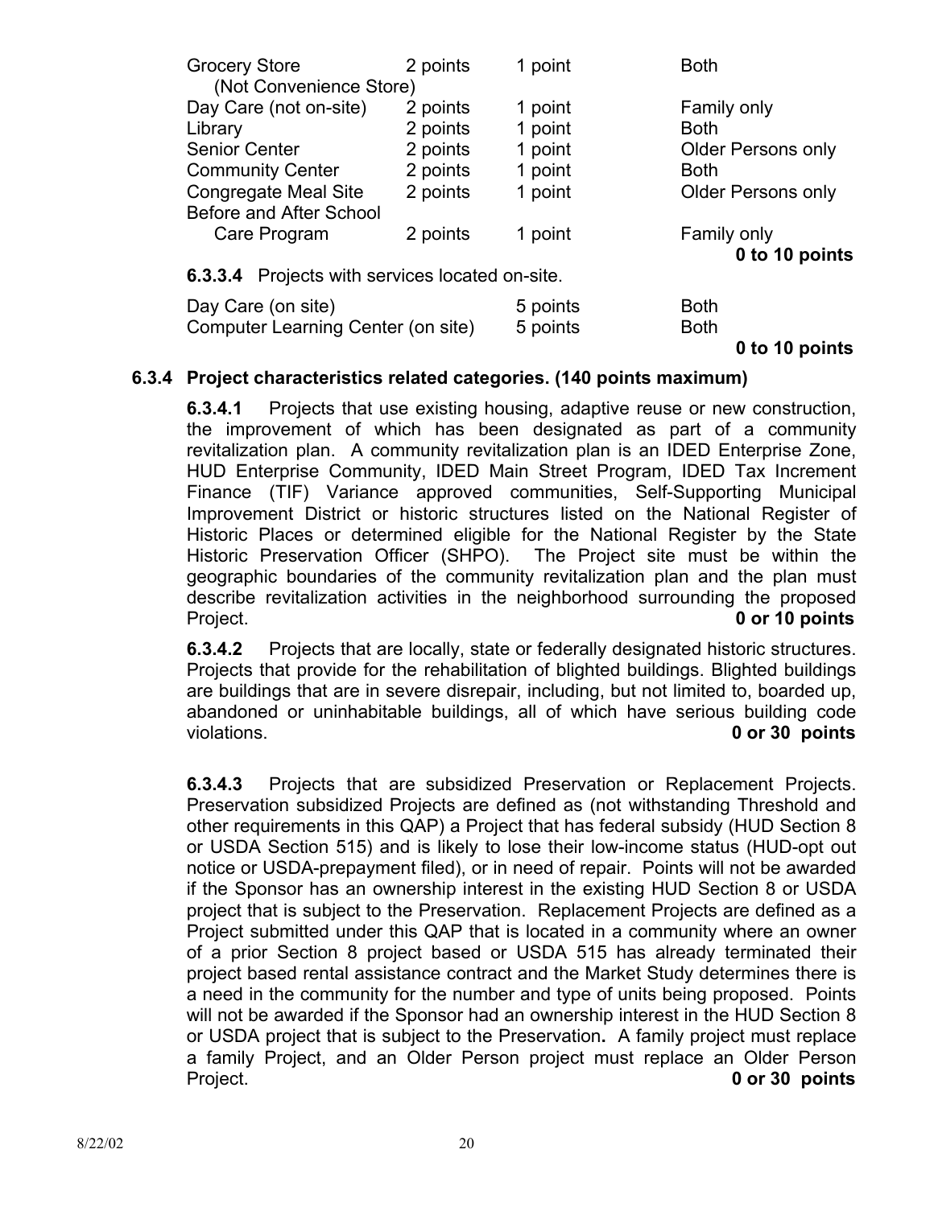| | | | |
|---|---|---|---|
| Grocery Store (Not Convenience Store) | 2 points | 1 point | Both |
| Day Care (not on-site) | 2 points | 1 point | Family only |
| Library | 2 points | 1 point | Both |
| Senior Center | 2 points | 1 point | Older Persons only |
| Community Center | 2 points | 1 point | Both |
| Congregate Meal Site | 2 points | 1 point | Older Persons only |
| Before and After School Care Program | 2 points | 1 point | Family only |

**0 to 10 points**

**6.3.3.4** Projects with services located on-site.

| | | |
|---|---|---|
| Day Care (on site) | 5 points | Both |
| Computer Learning Center (on site) | 5 points | Both |

**0 to 10 points**

### 6.3.4 Project characteristics related categories. (140 points maximum)

**6.3.4.1** Projects that use existing housing, adaptive reuse or new construction, the improvement of which has been designated as part of a community revitalization plan. A community revitalization plan is an IDED Enterprise Zone, HUD Enterprise Community, IDED Main Street Program, IDED Tax Increment Finance (TIF) Variance approved communities, Self-Supporting Municipal Improvement District or historic structures listed on the National Register of Historic Places or determined eligible for the National Register by the State Historic Preservation Officer (SHPO). The Project site must be within the geographic boundaries of the community revitalization plan and the plan must describe revitalization activities in the neighborhood surrounding the proposed Project. **0 or 10 points**

**6.3.4.2** Projects that are locally, state or federally designated historic structures. Projects that provide for the rehabilitation of blighted buildings. Blighted buildings are buildings that are in severe disrepair, including, but not limited to, boarded up, abandoned or uninhabitable buildings, all of which have serious building code violations. **0 or 30 points**

**6.3.4.3** Projects that are subsidized Preservation or Replacement Projects. Preservation subsidized Projects are defined as (not withstanding Threshold and other requirements in this QAP) a Project that has federal subsidy (HUD Section 8 or USDA Section 515) and is likely to lose their low-income status (HUD-opt out notice or USDA-prepayment filed), or in need of repair. Points will not be awarded if the Sponsor has an ownership interest in the existing HUD Section 8 or USDA project that is subject to the Preservation. Replacement Projects are defined as a Project submitted under this QAP that is located in a community where an owner of a prior Section 8 project based or USDA 515 has already terminated their project based rental assistance contract and the Market Study determines there is a need in the community for the number and type of units being proposed. Points will not be awarded if the Sponsor had an ownership interest in the HUD Section 8 or USDA project that is subject to the Preservation**.** A family project must replace a family Project, and an Older Person project must replace an Older Person Project. **0 or 30 points**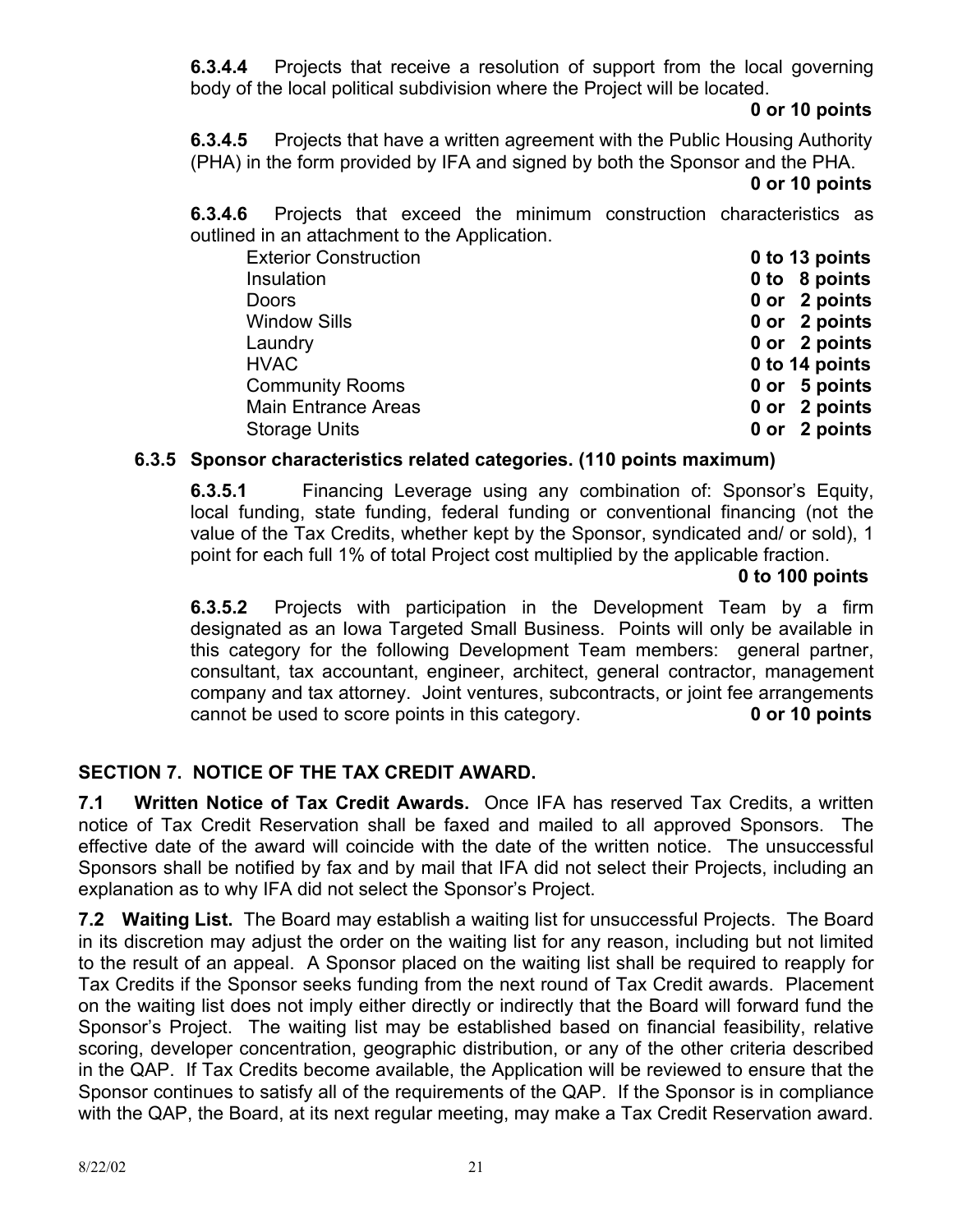**6.3.4.4** Projects that receive a resolution of support from the local governing body of the local political subdivision where the Project will be located.

**0 or 10 points**

**6.3.4.5** Projects that have a written agreement with the Public Housing Authority (PHA) in the form provided by IFA and signed by both the Sponsor and the PHA.

**0 or 10 points**

**6.3.4.6** Projects that exceed the minimum construction characteristics as outlined in an attachment to the Application.

| | |
|---|---|
| Exterior Construction | **0 to 13 points** |
| Insulation | **0 to 8 points** |
| Doors | **0 or 2 points** |
| Window Sills | **0 or 2 points** |
| Laundry | **0 or 2 points** |
| HVAC | **0 to 14 points** |
| Community Rooms | **0 or 5 points** |
| Main Entrance Areas | **0 or 2 points** |
| Storage Units | **0 or 2 points** |

### 6.3.5 Sponsor characteristics related categories. (110 points maximum)

**6.3.5.1** Financing Leverage using any combination of: Sponsor's Equity, local funding, state funding, federal funding or conventional financing (not the value of the Tax Credits, whether kept by the Sponsor, syndicated and/ or sold), 1 point for each full 1% of total Project cost multiplied by the applicable fraction.

**0 to 100 points**

**6.3.5.2** Projects with participation in the Development Team by a firm designated as an Iowa Targeted Small Business. Points will only be available in this category for the following Development Team members: general partner, consultant, tax accountant, engineer, architect, general contractor, management company and tax attorney. Joint ventures, subcontracts, or joint fee arrangements cannot be used to score points in this category. **0 or 10 points**

## SECTION 7. NOTICE OF THE TAX CREDIT AWARD.

**7.1 Written Notice of Tax Credit Awards.** Once IFA has reserved Tax Credits, a written notice of Tax Credit Reservation shall be faxed and mailed to all approved Sponsors. The effective date of the award will coincide with the date of the written notice. The unsuccessful Sponsors shall be notified by fax and by mail that IFA did not select their Projects, including an explanation as to why IFA did not select the Sponsor's Project.

**7.2 Waiting List.** The Board may establish a waiting list for unsuccessful Projects. The Board in its discretion may adjust the order on the waiting list for any reason, including but not limited to the result of an appeal. A Sponsor placed on the waiting list shall be required to reapply for Tax Credits if the Sponsor seeks funding from the next round of Tax Credit awards. Placement on the waiting list does not imply either directly or indirectly that the Board will forward fund the Sponsor's Project. The waiting list may be established based on financial feasibility, relative scoring, developer concentration, geographic distribution, or any of the other criteria described in the QAP. If Tax Credits become available, the Application will be reviewed to ensure that the Sponsor continues to satisfy all of the requirements of the QAP. If the Sponsor is in compliance with the QAP, the Board, at its next regular meeting, may make a Tax Credit Reservation award.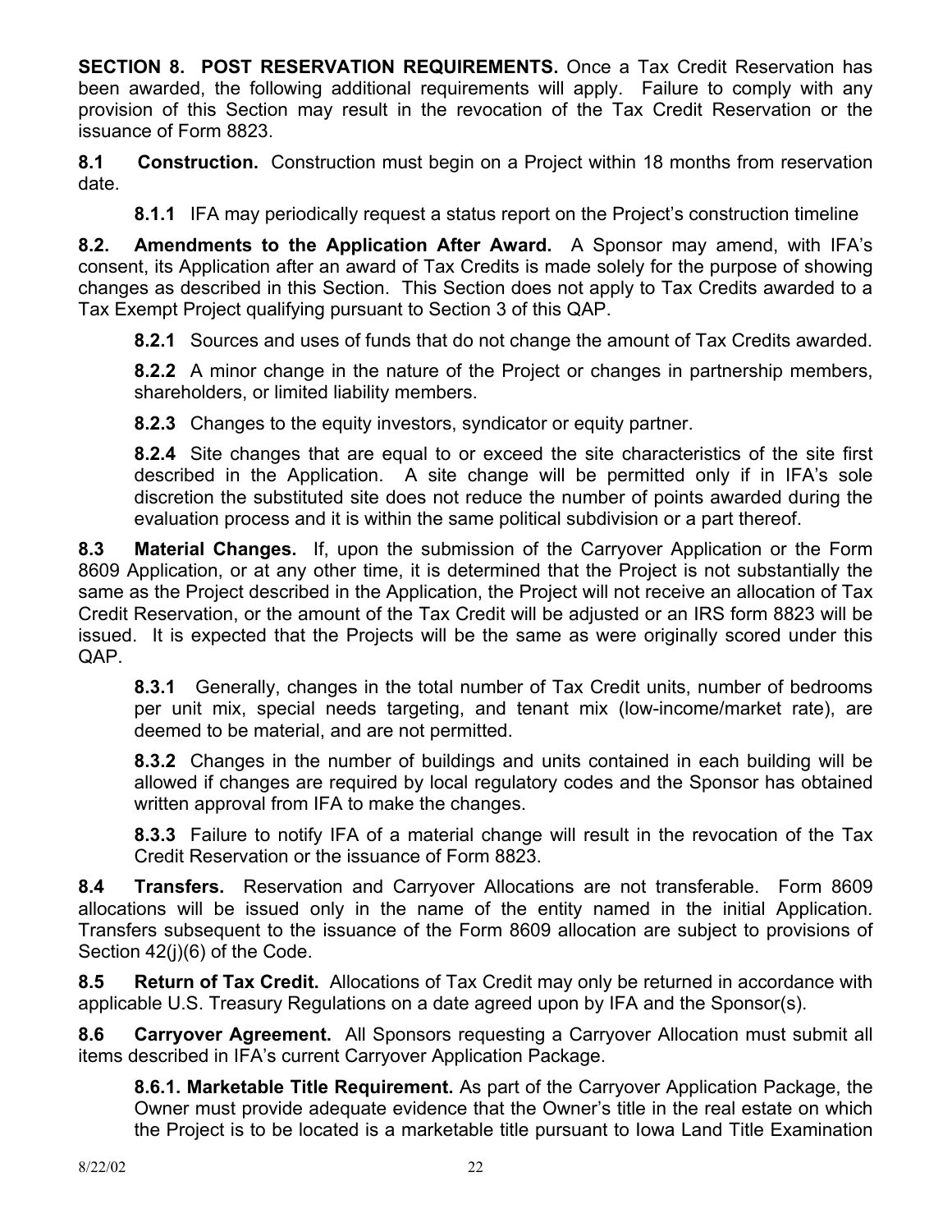**SECTION 8. POST RESERVATION REQUIREMENTS.** Once a Tax Credit Reservation has been awarded, the following additional requirements will apply. Failure to comply with any provision of this Section may result in the revocation of the Tax Credit Reservation or the issuance of Form 8823.

**8.1 Construction.** Construction must begin on a Project within 18 months from reservation date.

> **8.1.1** IFA may periodically request a status report on the Project's construction timeline

**8.2. Amendments to the Application After Award.** A Sponsor may amend, with IFA's consent, its Application after an award of Tax Credits is made solely for the purpose of showing changes as described in this Section. This Section does not apply to Tax Credits awarded to a Tax Exempt Project qualifying pursuant to Section 3 of this QAP.

> **8.2.1** Sources and uses of funds that do not change the amount of Tax Credits awarded.
>
> **8.2.2** A minor change in the nature of the Project or changes in partnership members, shareholders, or limited liability members.
>
> **8.2.3** Changes to the equity investors, syndicator or equity partner.
>
> **8.2.4** Site changes that are equal to or exceed the site characteristics of the site first described in the Application. A site change will be permitted only if in IFA's sole discretion the substituted site does not reduce the number of points awarded during the evaluation process and it is within the same political subdivision or a part thereof.

**8.3 Material Changes.** If, upon the submission of the Carryover Application or the Form 8609 Application, or at any other time, it is determined that the Project is not substantially the same as the Project described in the Application, the Project will not receive an allocation of Tax Credit Reservation, or the amount of the Tax Credit will be adjusted or an IRS form 8823 will be issued. It is expected that the Projects will be the same as were originally scored under this QAP.

> **8.3.1** Generally, changes in the total number of Tax Credit units, number of bedrooms per unit mix, special needs targeting, and tenant mix (low-income/market rate), are deemed to be material, and are not permitted.
>
> **8.3.2** Changes in the number of buildings and units contained in each building will be allowed if changes are required by local regulatory codes and the Sponsor has obtained written approval from IFA to make the changes.
>
> **8.3.3** Failure to notify IFA of a material change will result in the revocation of the Tax Credit Reservation or the issuance of Form 8823.

**8.4 Transfers.** Reservation and Carryover Allocations are not transferable. Form 8609 allocations will be issued only in the name of the entity named in the initial Application. Transfers subsequent to the issuance of the Form 8609 allocation are subject to provisions of Section 42(j)(6) of the Code.

**8.5 Return of Tax Credit.** Allocations of Tax Credit may only be returned in accordance with applicable U.S. Treasury Regulations on a date agreed upon by IFA and the Sponsor(s).

**8.6 Carryover Agreement.** All Sponsors requesting a Carryover Allocation must submit all items described in IFA's current Carryover Application Package.

> **8.6.1. Marketable Title Requirement.** As part of the Carryover Application Package, the Owner must provide adequate evidence that the Owner's title in the real estate on which the Project is to be located is a marketable title pursuant to Iowa Land Title Examination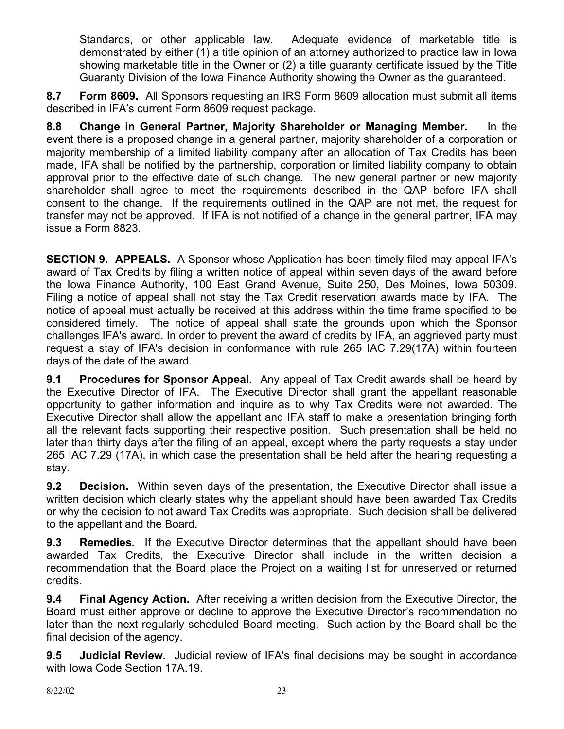Standards, or other applicable law. Adequate evidence of marketable title is demonstrated by either (1) a title opinion of an attorney authorized to practice law in Iowa showing marketable title in the Owner or (2) a title guaranty certificate issued by the Title Guaranty Division of the Iowa Finance Authority showing the Owner as the guaranteed.

**8.7 Form 8609.** All Sponsors requesting an IRS Form 8609 allocation must submit all items described in IFA's current Form 8609 request package.

**8.8 Change in General Partner, Majority Shareholder or Managing Member.** In the event there is a proposed change in a general partner, majority shareholder of a corporation or majority membership of a limited liability company after an allocation of Tax Credits has been made, IFA shall be notified by the partnership, corporation or limited liability company to obtain approval prior to the effective date of such change. The new general partner or new majority shareholder shall agree to meet the requirements described in the QAP before IFA shall consent to the change. If the requirements outlined in the QAP are not met, the request for transfer may not be approved. If IFA is not notified of a change in the general partner, IFA may issue a Form 8823.

**SECTION 9. APPEALS.** A Sponsor whose Application has been timely filed may appeal IFA's award of Tax Credits by filing a written notice of appeal within seven days of the award before the Iowa Finance Authority, 100 East Grand Avenue, Suite 250, Des Moines, Iowa 50309. Filing a notice of appeal shall not stay the Tax Credit reservation awards made by IFA. The notice of appeal must actually be received at this address within the time frame specified to be considered timely. The notice of appeal shall state the grounds upon which the Sponsor challenges IFA's award. In order to prevent the award of credits by IFA, an aggrieved party must request a stay of IFA's decision in conformance with rule 265 IAC 7.29(17A) within fourteen days of the date of the award.

**9.1 Procedures for Sponsor Appeal.** Any appeal of Tax Credit awards shall be heard by the Executive Director of IFA. The Executive Director shall grant the appellant reasonable opportunity to gather information and inquire as to why Tax Credits were not awarded. The Executive Director shall allow the appellant and IFA staff to make a presentation bringing forth all the relevant facts supporting their respective position. Such presentation shall be held no later than thirty days after the filing of an appeal, except where the party requests a stay under 265 IAC 7.29 (17A), in which case the presentation shall be held after the hearing requesting a stay.

**9.2 Decision.** Within seven days of the presentation, the Executive Director shall issue a written decision which clearly states why the appellant should have been awarded Tax Credits or why the decision to not award Tax Credits was appropriate. Such decision shall be delivered to the appellant and the Board.

**9.3 Remedies.** If the Executive Director determines that the appellant should have been awarded Tax Credits, the Executive Director shall include in the written decision a recommendation that the Board place the Project on a waiting list for unreserved or returned credits.

**9.4 Final Agency Action.** After receiving a written decision from the Executive Director, the Board must either approve or decline to approve the Executive Director's recommendation no later than the next regularly scheduled Board meeting. Such action by the Board shall be the final decision of the agency.

**9.5 Judicial Review.** Judicial review of IFA's final decisions may be sought in accordance with Iowa Code Section 17A.19.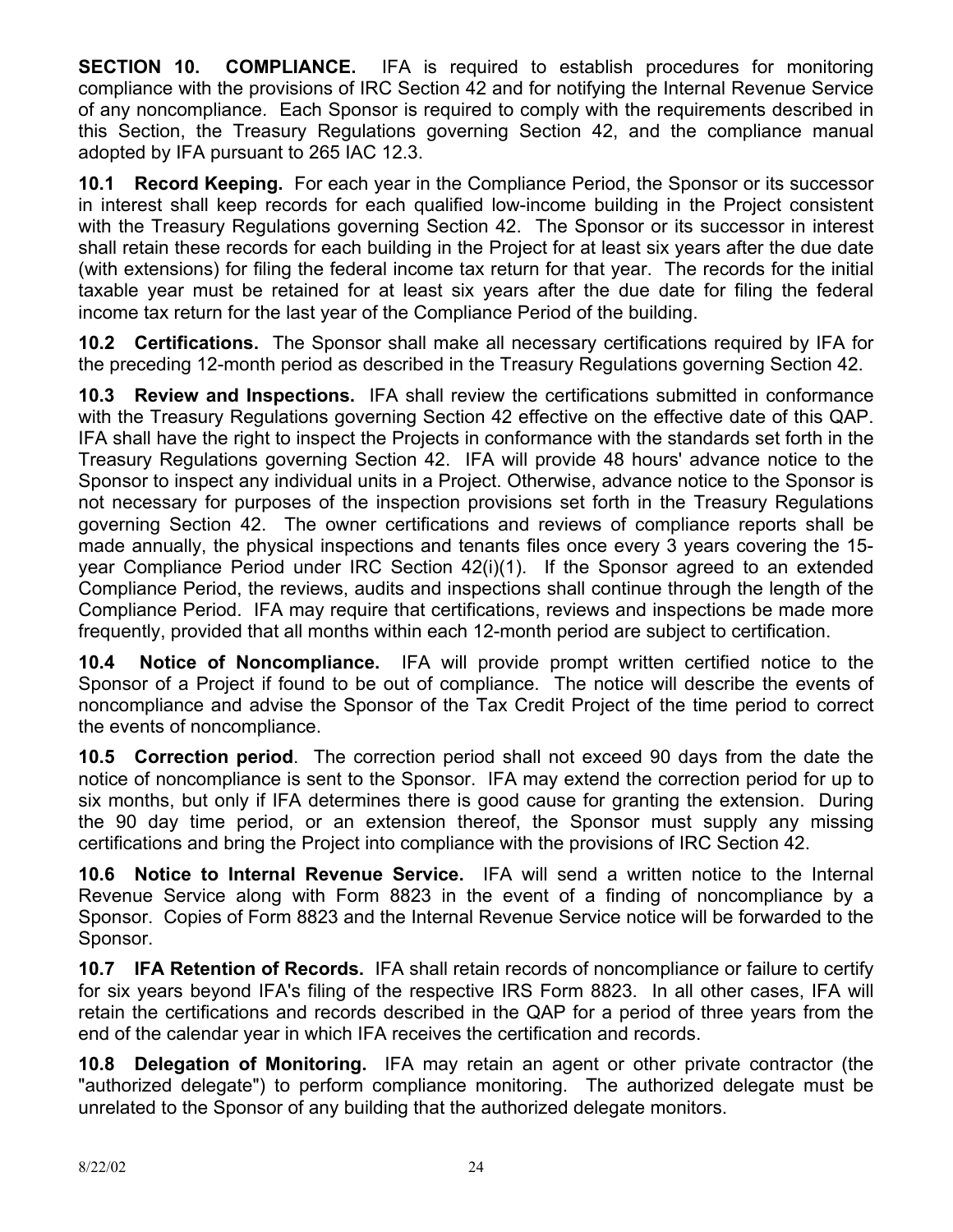**SECTION 10. COMPLIANCE.** IFA is required to establish procedures for monitoring compliance with the provisions of IRC Section 42 and for notifying the Internal Revenue Service of any noncompliance. Each Sponsor is required to comply with the requirements described in this Section, the Treasury Regulations governing Section 42, and the compliance manual adopted by IFA pursuant to 265 IAC 12.3.

**10.1 Record Keeping.** For each year in the Compliance Period, the Sponsor or its successor in interest shall keep records for each qualified low-income building in the Project consistent with the Treasury Regulations governing Section 42. The Sponsor or its successor in interest shall retain these records for each building in the Project for at least six years after the due date (with extensions) for filing the federal income tax return for that year. The records for the initial taxable year must be retained for at least six years after the due date for filing the federal income tax return for the last year of the Compliance Period of the building.

**10.2 Certifications.** The Sponsor shall make all necessary certifications required by IFA for the preceding 12-month period as described in the Treasury Regulations governing Section 42.

**10.3 Review and Inspections.** IFA shall review the certifications submitted in conformance with the Treasury Regulations governing Section 42 effective on the effective date of this QAP. IFA shall have the right to inspect the Projects in conformance with the standards set forth in the Treasury Regulations governing Section 42. IFA will provide 48 hours' advance notice to the Sponsor to inspect any individual units in a Project. Otherwise, advance notice to the Sponsor is not necessary for purposes of the inspection provisions set forth in the Treasury Regulations governing Section 42. The owner certifications and reviews of compliance reports shall be made annually, the physical inspections and tenants files once every 3 years covering the 15-year Compliance Period under IRC Section 42(i)(1). If the Sponsor agreed to an extended Compliance Period, the reviews, audits and inspections shall continue through the length of the Compliance Period. IFA may require that certifications, reviews and inspections be made more frequently, provided that all months within each 12-month period are subject to certification.

**10.4 Notice of Noncompliance.** IFA will provide prompt written certified notice to the Sponsor of a Project if found to be out of compliance. The notice will describe the events of noncompliance and advise the Sponsor of the Tax Credit Project of the time period to correct the events of noncompliance.

**10.5 Correction period**. The correction period shall not exceed 90 days from the date the notice of noncompliance is sent to the Sponsor. IFA may extend the correction period for up to six months, but only if IFA determines there is good cause for granting the extension. During the 90 day time period, or an extension thereof, the Sponsor must supply any missing certifications and bring the Project into compliance with the provisions of IRC Section 42.

**10.6 Notice to Internal Revenue Service.** IFA will send a written notice to the Internal Revenue Service along with Form 8823 in the event of a finding of noncompliance by a Sponsor. Copies of Form 8823 and the Internal Revenue Service notice will be forwarded to the Sponsor.

**10.7 IFA Retention of Records.** IFA shall retain records of noncompliance or failure to certify for six years beyond IFA's filing of the respective IRS Form 8823. In all other cases, IFA will retain the certifications and records described in the QAP for a period of three years from the end of the calendar year in which IFA receives the certification and records.

**10.8 Delegation of Monitoring.** IFA may retain an agent or other private contractor (the "authorized delegate") to perform compliance monitoring. The authorized delegate must be unrelated to the Sponsor of any building that the authorized delegate monitors.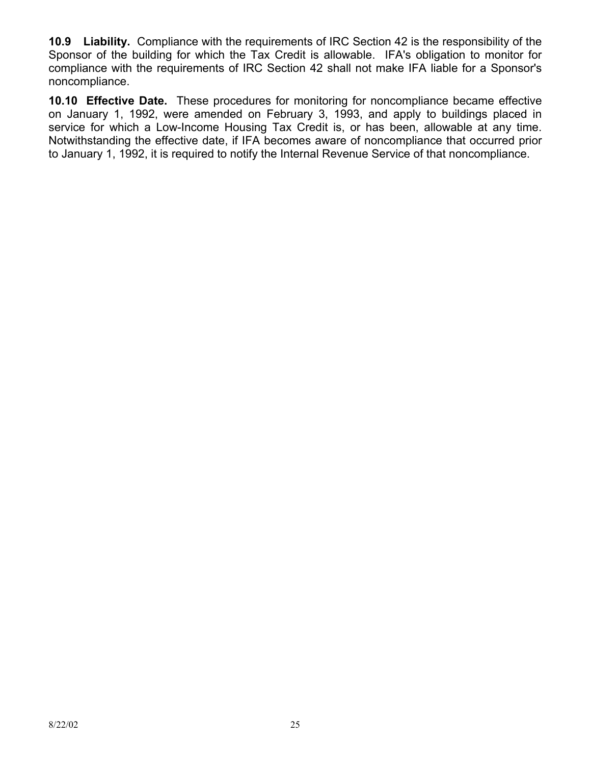**10.9 Liability.** Compliance with the requirements of IRC Section 42 is the responsibility of the Sponsor of the building for which the Tax Credit is allowable. IFA's obligation to monitor for compliance with the requirements of IRC Section 42 shall not make IFA liable for a Sponsor's noncompliance.

**10.10 Effective Date.** These procedures for monitoring for noncompliance became effective on January 1, 1992, were amended on February 3, 1993, and apply to buildings placed in service for which a Low-Income Housing Tax Credit is, or has been, allowable at any time. Notwithstanding the effective date, if IFA becomes aware of noncompliance that occurred prior to January 1, 1992, it is required to notify the Internal Revenue Service of that noncompliance.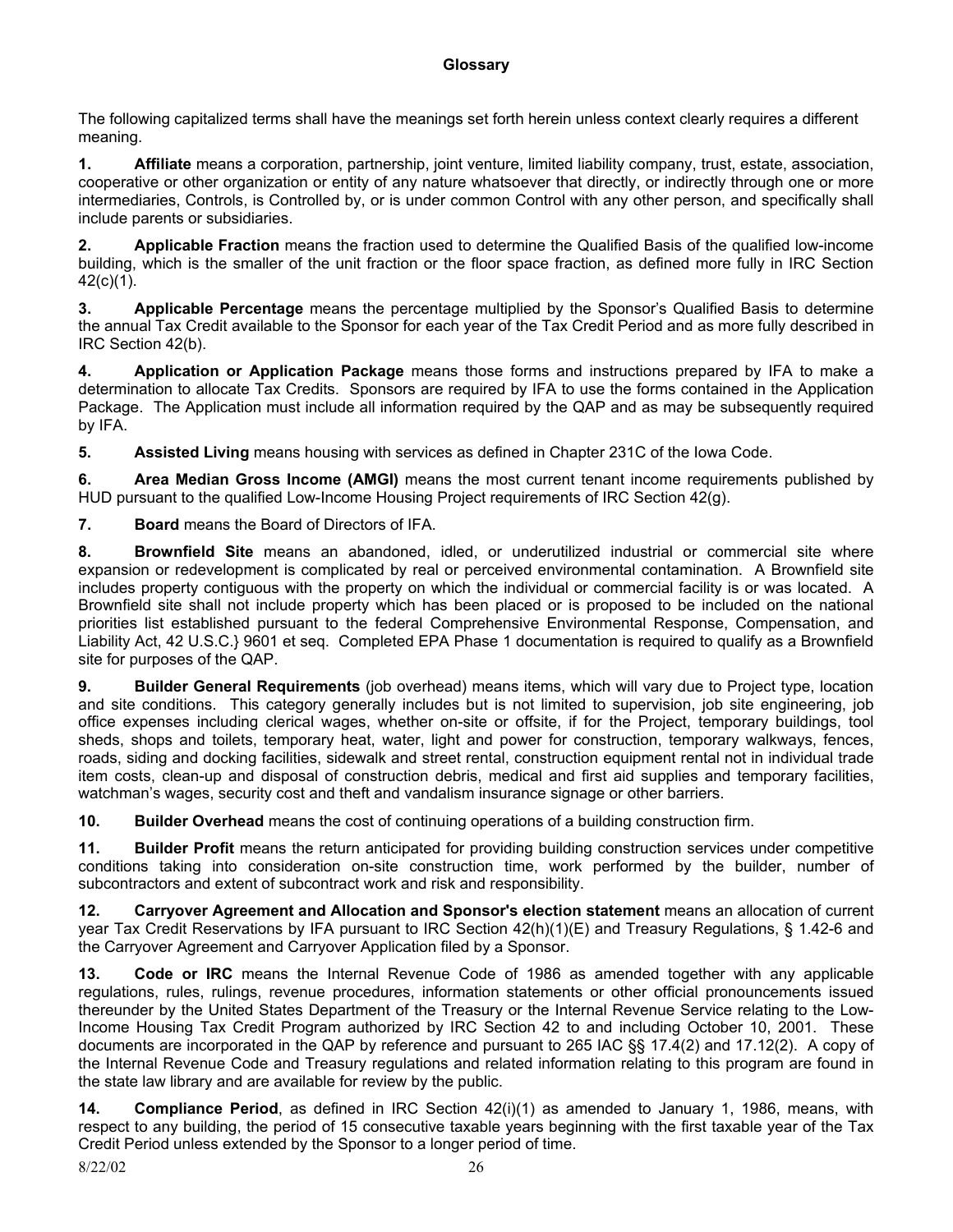## Glossary

The following capitalized terms shall have the meanings set forth herein unless context clearly requires a different meaning.

**1. Affiliate** means a corporation, partnership, joint venture, limited liability company, trust, estate, association, cooperative or other organization or entity of any nature whatsoever that directly, or indirectly through one or more intermediaries, Controls, is Controlled by, or is under common Control with any other person, and specifically shall include parents or subsidiaries.

**2. Applicable Fraction** means the fraction used to determine the Qualified Basis of the qualified low-income building, which is the smaller of the unit fraction or the floor space fraction, as defined more fully in IRC Section 42(c)(1).

**3. Applicable Percentage** means the percentage multiplied by the Sponsor's Qualified Basis to determine the annual Tax Credit available to the Sponsor for each year of the Tax Credit Period and as more fully described in IRC Section 42(b).

**4. Application or Application Package** means those forms and instructions prepared by IFA to make a determination to allocate Tax Credits. Sponsors are required by IFA to use the forms contained in the Application Package. The Application must include all information required by the QAP and as may be subsequently required by IFA.

**5. Assisted Living** means housing with services as defined in Chapter 231C of the Iowa Code.

**6. Area Median Gross Income (AMGI)** means the most current tenant income requirements published by HUD pursuant to the qualified Low-Income Housing Project requirements of IRC Section 42(g).

**7. Board** means the Board of Directors of IFA.

**8. Brownfield Site** means an abandoned, idled, or underutilized industrial or commercial site where expansion or redevelopment is complicated by real or perceived environmental contamination. A Brownfield site includes property contiguous with the property on which the individual or commercial facility is or was located. A Brownfield site shall not include property which has been placed or is proposed to be included on the national priorities list established pursuant to the federal Comprehensive Environmental Response, Compensation, and Liability Act, 42 U.S.C.} 9601 et seq. Completed EPA Phase 1 documentation is required to qualify as a Brownfield site for purposes of the QAP.

**9. Builder General Requirements** (job overhead) means items, which will vary due to Project type, location and site conditions. This category generally includes but is not limited to supervision, job site engineering, job office expenses including clerical wages, whether on-site or offsite, if for the Project, temporary buildings, tool sheds, shops and toilets, temporary heat, water, light and power for construction, temporary walkways, fences, roads, siding and docking facilities, sidewalk and street rental, construction equipment rental not in individual trade item costs, clean-up and disposal of construction debris, medical and first aid supplies and temporary facilities, watchman's wages, security cost and theft and vandalism insurance signage or other barriers.

**10. Builder Overhead** means the cost of continuing operations of a building construction firm.

**11. Builder Profit** means the return anticipated for providing building construction services under competitive conditions taking into consideration on-site construction time, work performed by the builder, number of subcontractors and extent of subcontract work and risk and responsibility.

**12. Carryover Agreement and Allocation and Sponsor's election statement** means an allocation of current year Tax Credit Reservations by IFA pursuant to IRC Section 42(h)(1)(E) and Treasury Regulations, § 1.42-6 and the Carryover Agreement and Carryover Application filed by a Sponsor.

**13. Code or IRC** means the Internal Revenue Code of 1986 as amended together with any applicable regulations, rules, rulings, revenue procedures, information statements or other official pronouncements issued thereunder by the United States Department of the Treasury or the Internal Revenue Service relating to the Low-Income Housing Tax Credit Program authorized by IRC Section 42 to and including October 10, 2001. These documents are incorporated in the QAP by reference and pursuant to 265 IAC §§ 17.4(2) and 17.12(2). A copy of the Internal Revenue Code and Treasury regulations and related information relating to this program are found in the state law library and are available for review by the public.

**14. Compliance Period**, as defined in IRC Section 42(i)(1) as amended to January 1, 1986, means, with respect to any building, the period of 15 consecutive taxable years beginning with the first taxable year of the Tax Credit Period unless extended by the Sponsor to a longer period of time.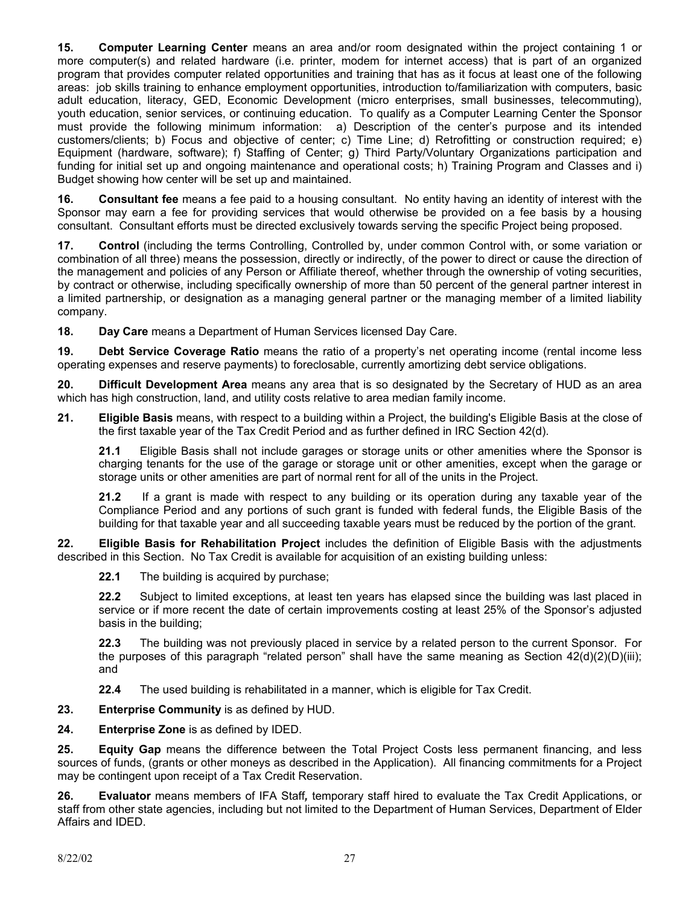**15. Computer Learning Center** means an area and/or room designated within the project containing 1 or more computer(s) and related hardware (i.e. printer, modem for internet access) that is part of an organized program that provides computer related opportunities and training that has as it focus at least one of the following areas: job skills training to enhance employment opportunities, introduction to/familiarization with computers, basic adult education, literacy, GED, Economic Development (micro enterprises, small businesses, telecommuting), youth education, senior services, or continuing education. To qualify as a Computer Learning Center the Sponsor must provide the following minimum information: a) Description of the center's purpose and its intended customers/clients; b) Focus and objective of center; c) Time Line; d) Retrofitting or construction required; e) Equipment (hardware, software); f) Staffing of Center; g) Third Party/Voluntary Organizations participation and funding for initial set up and ongoing maintenance and operational costs; h) Training Program and Classes and i) Budget showing how center will be set up and maintained.

**16. Consultant fee** means a fee paid to a housing consultant. No entity having an identity of interest with the Sponsor may earn a fee for providing services that would otherwise be provided on a fee basis by a housing consultant. Consultant efforts must be directed exclusively towards serving the specific Project being proposed.

**17. Control** (including the terms Controlling, Controlled by, under common Control with, or some variation or combination of all three) means the possession, directly or indirectly, of the power to direct or cause the direction of the management and policies of any Person or Affiliate thereof, whether through the ownership of voting securities, by contract or otherwise, including specifically ownership of more than 50 percent of the general partner interest in a limited partnership, or designation as a managing general partner or the managing member of a limited liability company.

**18. Day Care** means a Department of Human Services licensed Day Care.

**19. Debt Service Coverage Ratio** means the ratio of a property's net operating income (rental income less operating expenses and reserve payments) to foreclosable, currently amortizing debt service obligations.

**20. Difficult Development Area** means any area that is so designated by the Secretary of HUD as an area which has high construction, land, and utility costs relative to area median family income.

**21. Eligible Basis** means, with respect to a building within a Project, the building's Eligible Basis at the close of the first taxable year of the Tax Credit Period and as further defined in IRC Section 42(d).

**21.1** Eligible Basis shall not include garages or storage units or other amenities where the Sponsor is charging tenants for the use of the garage or storage unit or other amenities, except when the garage or storage units or other amenities are part of normal rent for all of the units in the Project.

**21.2** If a grant is made with respect to any building or its operation during any taxable year of the Compliance Period and any portions of such grant is funded with federal funds, the Eligible Basis of the building for that taxable year and all succeeding taxable years must be reduced by the portion of the grant.

**22. Eligible Basis for Rehabilitation Project** includes the definition of Eligible Basis with the adjustments described in this Section. No Tax Credit is available for acquisition of an existing building unless:

**22.1** The building is acquired by purchase;

**22.2** Subject to limited exceptions, at least ten years has elapsed since the building was last placed in service or if more recent the date of certain improvements costing at least 25% of the Sponsor's adjusted basis in the building;

**22.3** The building was not previously placed in service by a related person to the current Sponsor. For the purposes of this paragraph "related person" shall have the same meaning as Section 42(d)(2)(D)(iii); and

**22.4** The used building is rehabilitated in a manner, which is eligible for Tax Credit.

**23. Enterprise Community** is as defined by HUD.

**24. Enterprise Zone** is as defined by IDED.

**25. Equity Gap** means the difference between the Total Project Costs less permanent financing, and less sources of funds, (grants or other moneys as described in the Application). All financing commitments for a Project may be contingent upon receipt of a Tax Credit Reservation.

**26. Evaluator** means members of IFA Staff*,* temporary staff hired to evaluate the Tax Credit Applications, or staff from other state agencies, including but not limited to the Department of Human Services, Department of Elder Affairs and IDED.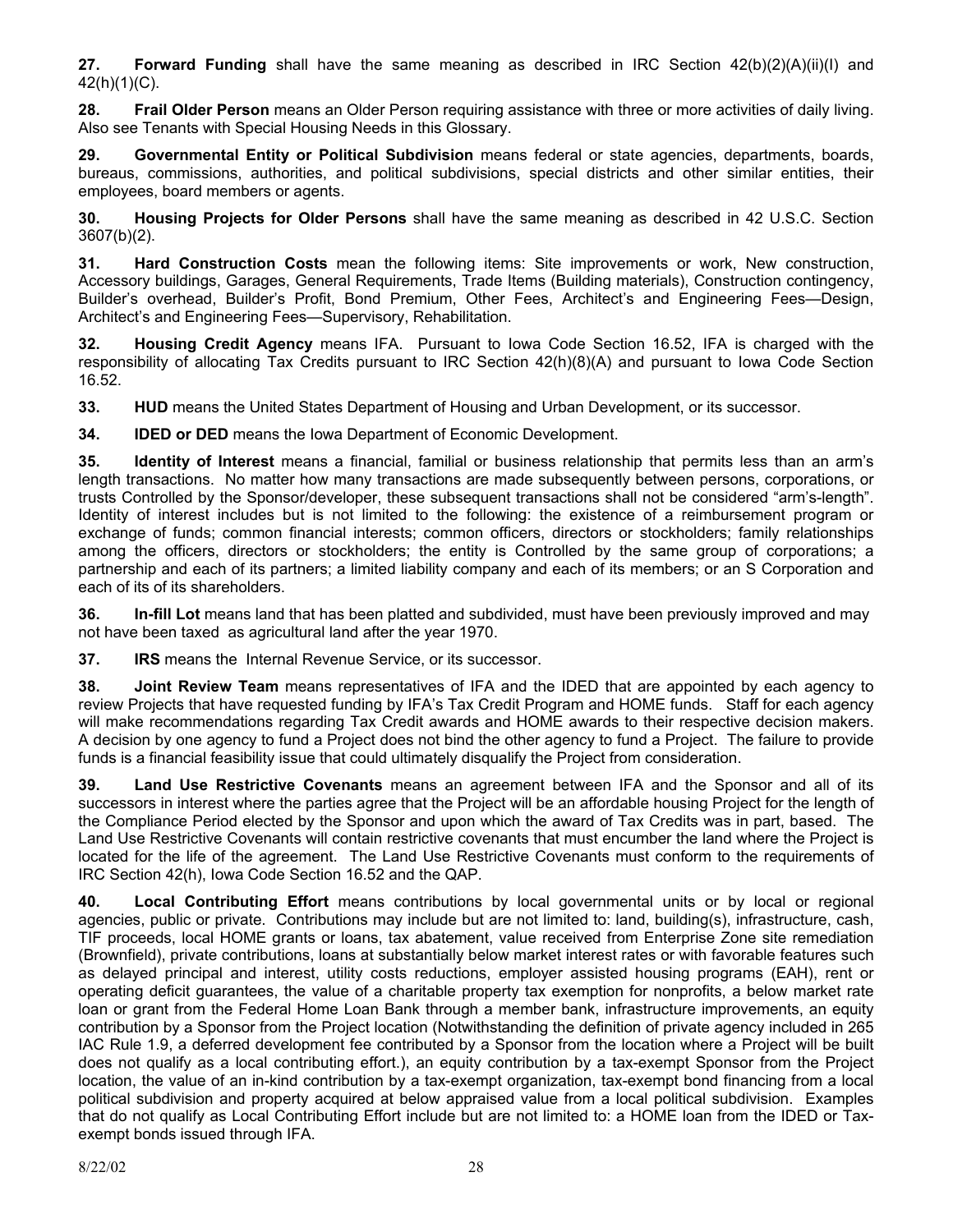**27. Forward Funding** shall have the same meaning as described in IRC Section 42(b)(2)(A)(ii)(I) and 42(h)(1)(C).

**28. Frail Older Person** means an Older Person requiring assistance with three or more activities of daily living. Also see Tenants with Special Housing Needs in this Glossary.

**29. Governmental Entity or Political Subdivision** means federal or state agencies, departments, boards, bureaus, commissions, authorities, and political subdivisions, special districts and other similar entities, their employees, board members or agents.

**30. Housing Projects for Older Persons** shall have the same meaning as described in 42 U.S.C. Section 3607(b)(2).

**31. Hard Construction Costs** mean the following items: Site improvements or work, New construction, Accessory buildings, Garages, General Requirements, Trade Items (Building materials), Construction contingency, Builder's overhead, Builder's Profit, Bond Premium, Other Fees, Architect's and Engineering Fees—Design, Architect's and Engineering Fees—Supervisory, Rehabilitation.

**32. Housing Credit Agency** means IFA. Pursuant to Iowa Code Section 16.52, IFA is charged with the responsibility of allocating Tax Credits pursuant to IRC Section 42(h)(8)(A) and pursuant to Iowa Code Section 16.52.

**33. HUD** means the United States Department of Housing and Urban Development, or its successor.

**34. IDED or DED** means the Iowa Department of Economic Development.

**35. Identity of Interest** means a financial, familial or business relationship that permits less than an arm's length transactions. No matter how many transactions are made subsequently between persons, corporations, or trusts Controlled by the Sponsor/developer, these subsequent transactions shall not be considered "arm's-length". Identity of interest includes but is not limited to the following: the existence of a reimbursement program or exchange of funds; common financial interests; common officers, directors or stockholders; family relationships among the officers, directors or stockholders; the entity is Controlled by the same group of corporations; a partnership and each of its partners; a limited liability company and each of its members; or an S Corporation and each of its of its shareholders.

**36. In-fill Lot** means land that has been platted and subdivided, must have been previously improved and may not have been taxed as agricultural land after the year 1970.

**37. IRS** means the Internal Revenue Service, or its successor.

**38. Joint Review Team** means representatives of IFA and the IDED that are appointed by each agency to review Projects that have requested funding by IFA's Tax Credit Program and HOME funds. Staff for each agency will make recommendations regarding Tax Credit awards and HOME awards to their respective decision makers. A decision by one agency to fund a Project does not bind the other agency to fund a Project. The failure to provide funds is a financial feasibility issue that could ultimately disqualify the Project from consideration.

**39. Land Use Restrictive Covenants** means an agreement between IFA and the Sponsor and all of its successors in interest where the parties agree that the Project will be an affordable housing Project for the length of the Compliance Period elected by the Sponsor and upon which the award of Tax Credits was in part, based. The Land Use Restrictive Covenants will contain restrictive covenants that must encumber the land where the Project is located for the life of the agreement. The Land Use Restrictive Covenants must conform to the requirements of IRC Section 42(h), Iowa Code Section 16.52 and the QAP.

**40. Local Contributing Effort** means contributions by local governmental units or by local or regional agencies, public or private. Contributions may include but are not limited to: land, building(s), infrastructure, cash, TIF proceeds, local HOME grants or loans, tax abatement, value received from Enterprise Zone site remediation (Brownfield), private contributions, loans at substantially below market interest rates or with favorable features such as delayed principal and interest, utility costs reductions, employer assisted housing programs (EAH), rent or operating deficit guarantees, the value of a charitable property tax exemption for nonprofits, a below market rate loan or grant from the Federal Home Loan Bank through a member bank, infrastructure improvements, an equity contribution by a Sponsor from the Project location (Notwithstanding the definition of private agency included in 265 IAC Rule 1.9, a deferred development fee contributed by a Sponsor from the location where a Project will be built does not qualify as a local contributing effort.), an equity contribution by a tax-exempt Sponsor from the Project location, the value of an in-kind contribution by a tax-exempt organization, tax-exempt bond financing from a local political subdivision and property acquired at below appraised value from a local political subdivision. Examples that do not qualify as Local Contributing Effort include but are not limited to: a HOME loan from the IDED or Tax-exempt bonds issued through IFA.

8/22/02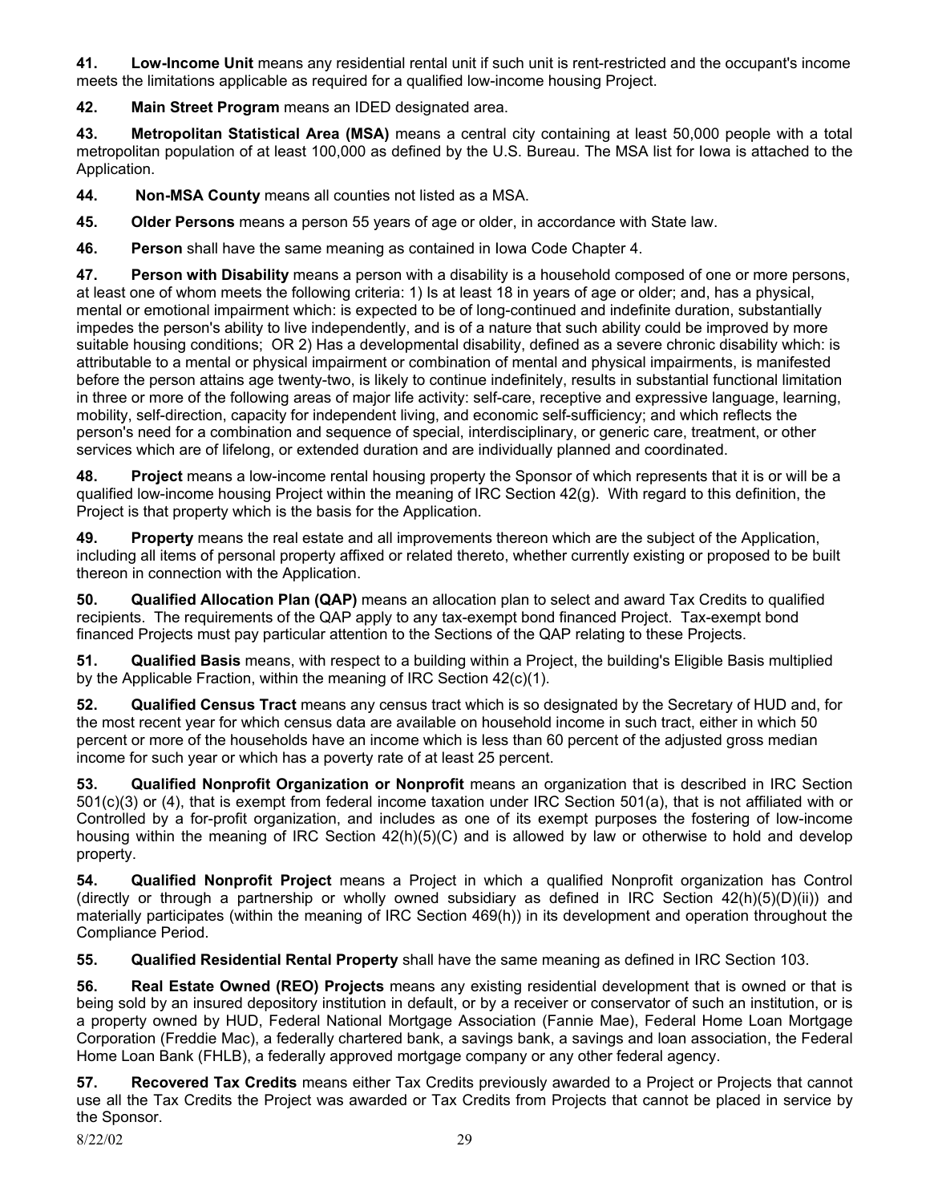**41. Low-Income Unit** means any residential rental unit if such unit is rent-restricted and the occupant's income meets the limitations applicable as required for a qualified low-income housing Project.

**42. Main Street Program** means an IDED designated area.

**43. Metropolitan Statistical Area (MSA)** means a central city containing at least 50,000 people with a total metropolitan population of at least 100,000 as defined by the U.S. Bureau. The MSA list for Iowa is attached to the Application.

**44. Non-MSA County** means all counties not listed as a MSA.

**45. Older Persons** means a person 55 years of age or older, in accordance with State law.

**46. Person** shall have the same meaning as contained in Iowa Code Chapter 4.

**47. Person with Disability** means a person with a disability is a household composed of one or more persons, at least one of whom meets the following criteria: 1) Is at least 18 in years of age or older; and, has a physical, mental or emotional impairment which: is expected to be of long-continued and indefinite duration, substantially impedes the person's ability to live independently, and is of a nature that such ability could be improved by more suitable housing conditions; OR 2) Has a developmental disability, defined as a severe chronic disability which: is attributable to a mental or physical impairment or combination of mental and physical impairments, is manifested before the person attains age twenty-two, is likely to continue indefinitely, results in substantial functional limitation in three or more of the following areas of major life activity: self-care, receptive and expressive language, learning, mobility, self-direction, capacity for independent living, and economic self-sufficiency; and which reflects the person's need for a combination and sequence of special, interdisciplinary, or generic care, treatment, or other services which are of lifelong, or extended duration and are individually planned and coordinated.

**48. Project** means a low-income rental housing property the Sponsor of which represents that it is or will be a qualified low-income housing Project within the meaning of IRC Section 42(g). With regard to this definition, the Project is that property which is the basis for the Application.

**49. Property** means the real estate and all improvements thereon which are the subject of the Application, including all items of personal property affixed or related thereto, whether currently existing or proposed to be built thereon in connection with the Application.

**50. Qualified Allocation Plan (QAP)** means an allocation plan to select and award Tax Credits to qualified recipients. The requirements of the QAP apply to any tax-exempt bond financed Project. Tax-exempt bond financed Projects must pay particular attention to the Sections of the QAP relating to these Projects.

**51. Qualified Basis** means, with respect to a building within a Project, the building's Eligible Basis multiplied by the Applicable Fraction, within the meaning of IRC Section 42(c)(1).

**52. Qualified Census Tract** means any census tract which is so designated by the Secretary of HUD and, for the most recent year for which census data are available on household income in such tract, either in which 50 percent or more of the households have an income which is less than 60 percent of the adjusted gross median income for such year or which has a poverty rate of at least 25 percent.

**53. Qualified Nonprofit Organization or Nonprofit** means an organization that is described in IRC Section 501(c)(3) or (4), that is exempt from federal income taxation under IRC Section 501(a), that is not affiliated with or Controlled by a for-profit organization, and includes as one of its exempt purposes the fostering of low-income housing within the meaning of IRC Section 42(h)(5)(C) and is allowed by law or otherwise to hold and develop property.

**54. Qualified Nonprofit Project** means a Project in which a qualified Nonprofit organization has Control (directly or through a partnership or wholly owned subsidiary as defined in IRC Section 42(h)(5)(D)(ii)) and materially participates (within the meaning of IRC Section 469(h)) in its development and operation throughout the Compliance Period.

**55. Qualified Residential Rental Property** shall have the same meaning as defined in IRC Section 103.

**56. Real Estate Owned (REO) Projects** means any existing residential development that is owned or that is being sold by an insured depository institution in default, or by a receiver or conservator of such an institution, or is a property owned by HUD, Federal National Mortgage Association (Fannie Mae), Federal Home Loan Mortgage Corporation (Freddie Mac), a federally chartered bank, a savings bank, a savings and loan association, the Federal Home Loan Bank (FHLB), a federally approved mortgage company or any other federal agency.

**57. Recovered Tax Credits** means either Tax Credits previously awarded to a Project or Projects that cannot use all the Tax Credits the Project was awarded or Tax Credits from Projects that cannot be placed in service by the Sponsor.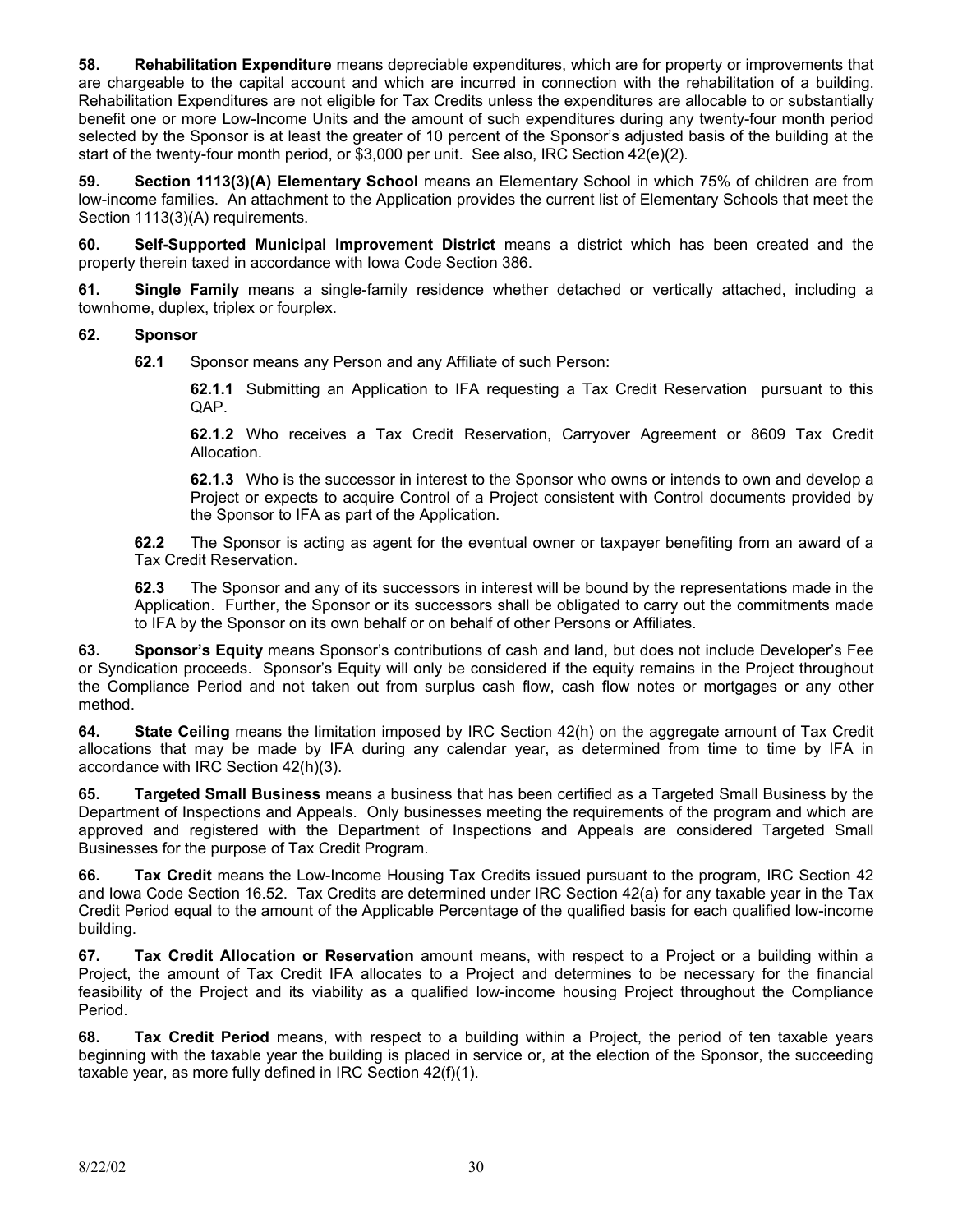**58. Rehabilitation Expenditure** means depreciable expenditures, which are for property or improvements that are chargeable to the capital account and which are incurred in connection with the rehabilitation of a building. Rehabilitation Expenditures are not eligible for Tax Credits unless the expenditures are allocable to or substantially benefit one or more Low-Income Units and the amount of such expenditures during any twenty-four month period selected by the Sponsor is at least the greater of 10 percent of the Sponsor's adjusted basis of the building at the start of the twenty-four month period, or $3,000 per unit. See also, IRC Section 42(e)(2).

**59. Section 1113(3)(A) Elementary School** means an Elementary School in which 75% of children are from low-income families. An attachment to the Application provides the current list of Elementary Schools that meet the Section 1113(3)(A) requirements.

**60. Self-Supported Municipal Improvement District** means a district which has been created and the property therein taxed in accordance with Iowa Code Section 386.

**61. Single Family** means a single-family residence whether detached or vertically attached, including a townhome, duplex, triplex or fourplex.

**62. Sponsor**

**62.1** Sponsor means any Person and any Affiliate of such Person:

**62.1.1** Submitting an Application to IFA requesting a Tax Credit Reservation pursuant to this QAP.

**62.1.2** Who receives a Tax Credit Reservation, Carryover Agreement or 8609 Tax Credit Allocation.

**62.1.3** Who is the successor in interest to the Sponsor who owns or intends to own and develop a Project or expects to acquire Control of a Project consistent with Control documents provided by the Sponsor to IFA as part of the Application.

**62.2** The Sponsor is acting as agent for the eventual owner or taxpayer benefiting from an award of a Tax Credit Reservation.

**62.3** The Sponsor and any of its successors in interest will be bound by the representations made in the Application. Further, the Sponsor or its successors shall be obligated to carry out the commitments made to IFA by the Sponsor on its own behalf or on behalf of other Persons or Affiliates.

**63. Sponsor's Equity** means Sponsor's contributions of cash and land, but does not include Developer's Fee or Syndication proceeds. Sponsor's Equity will only be considered if the equity remains in the Project throughout the Compliance Period and not taken out from surplus cash flow, cash flow notes or mortgages or any other method.

**64. State Ceiling** means the limitation imposed by IRC Section 42(h) on the aggregate amount of Tax Credit allocations that may be made by IFA during any calendar year, as determined from time to time by IFA in accordance with IRC Section 42(h)(3).

**65. Targeted Small Business** means a business that has been certified as a Targeted Small Business by the Department of Inspections and Appeals. Only businesses meeting the requirements of the program and which are approved and registered with the Department of Inspections and Appeals are considered Targeted Small Businesses for the purpose of Tax Credit Program.

**66. Tax Credit** means the Low-Income Housing Tax Credits issued pursuant to the program, IRC Section 42 and Iowa Code Section 16.52. Tax Credits are determined under IRC Section 42(a) for any taxable year in the Tax Credit Period equal to the amount of the Applicable Percentage of the qualified basis for each qualified low-income building.

**67. Tax Credit Allocation or Reservation** amount means, with respect to a Project or a building within a Project, the amount of Tax Credit IFA allocates to a Project and determines to be necessary for the financial feasibility of the Project and its viability as a qualified low-income housing Project throughout the Compliance Period.

**68. Tax Credit Period** means, with respect to a building within a Project, the period of ten taxable years beginning with the taxable year the building is placed in service or, at the election of the Sponsor, the succeeding taxable year, as more fully defined in IRC Section 42(f)(1).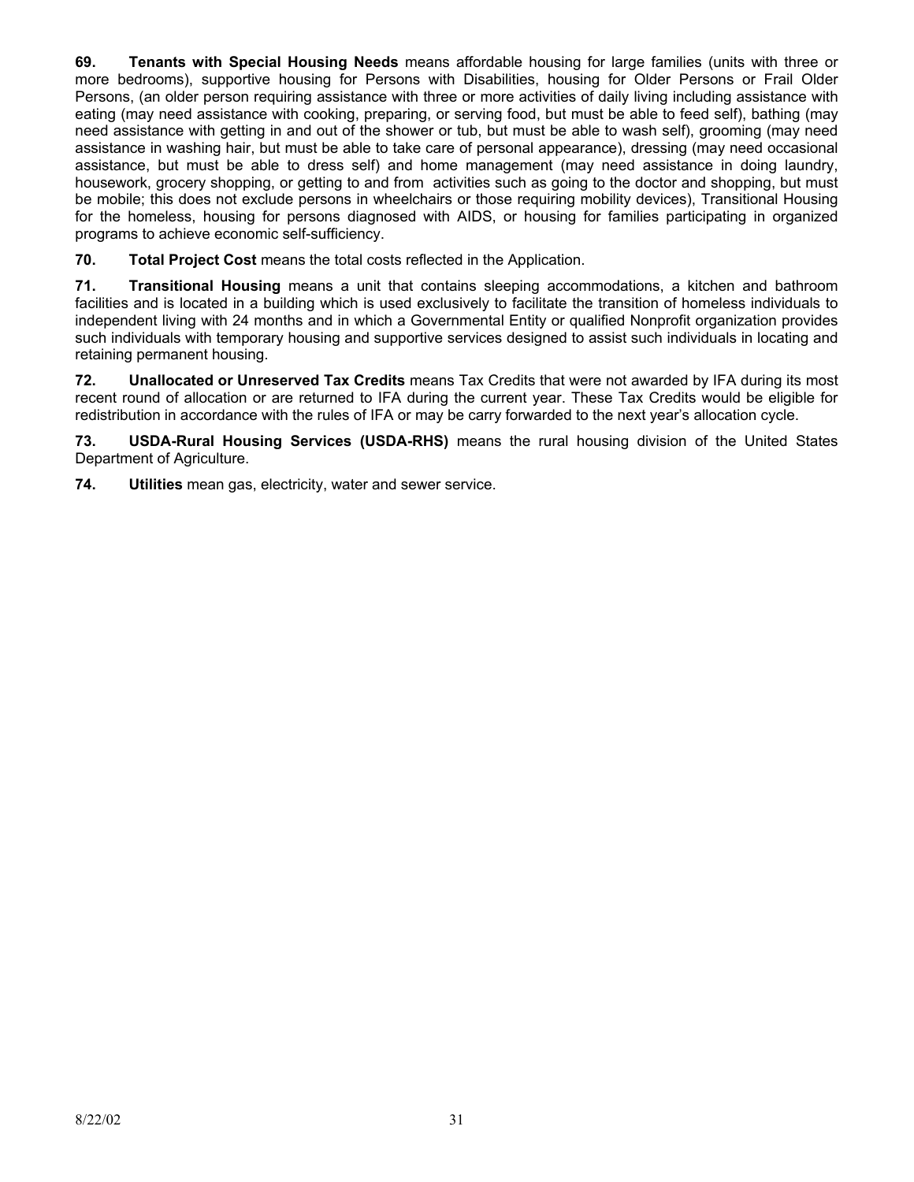**69. Tenants with Special Housing Needs** means affordable housing for large families (units with three or more bedrooms), supportive housing for Persons with Disabilities, housing for Older Persons or Frail Older Persons, (an older person requiring assistance with three or more activities of daily living including assistance with eating (may need assistance with cooking, preparing, or serving food, but must be able to feed self), bathing (may need assistance with getting in and out of the shower or tub, but must be able to wash self), grooming (may need assistance in washing hair, but must be able to take care of personal appearance), dressing (may need occasional assistance, but must be able to dress self) and home management (may need assistance in doing laundry, housework, grocery shopping, or getting to and from activities such as going to the doctor and shopping, but must be mobile; this does not exclude persons in wheelchairs or those requiring mobility devices), Transitional Housing for the homeless, housing for persons diagnosed with AIDS, or housing for families participating in organized programs to achieve economic self-sufficiency.

**70. Total Project Cost** means the total costs reflected in the Application.

**71. Transitional Housing** means a unit that contains sleeping accommodations, a kitchen and bathroom facilities and is located in a building which is used exclusively to facilitate the transition of homeless individuals to independent living with 24 months and in which a Governmental Entity or qualified Nonprofit organization provides such individuals with temporary housing and supportive services designed to assist such individuals in locating and retaining permanent housing.

**72. Unallocated or Unreserved Tax Credits** means Tax Credits that were not awarded by IFA during its most recent round of allocation or are returned to IFA during the current year. These Tax Credits would be eligible for redistribution in accordance with the rules of IFA or may be carry forwarded to the next year's allocation cycle.

**73. USDA-Rural Housing Services (USDA-RHS)** means the rural housing division of the United States Department of Agriculture.

**74. Utilities** mean gas, electricity, water and sewer service.